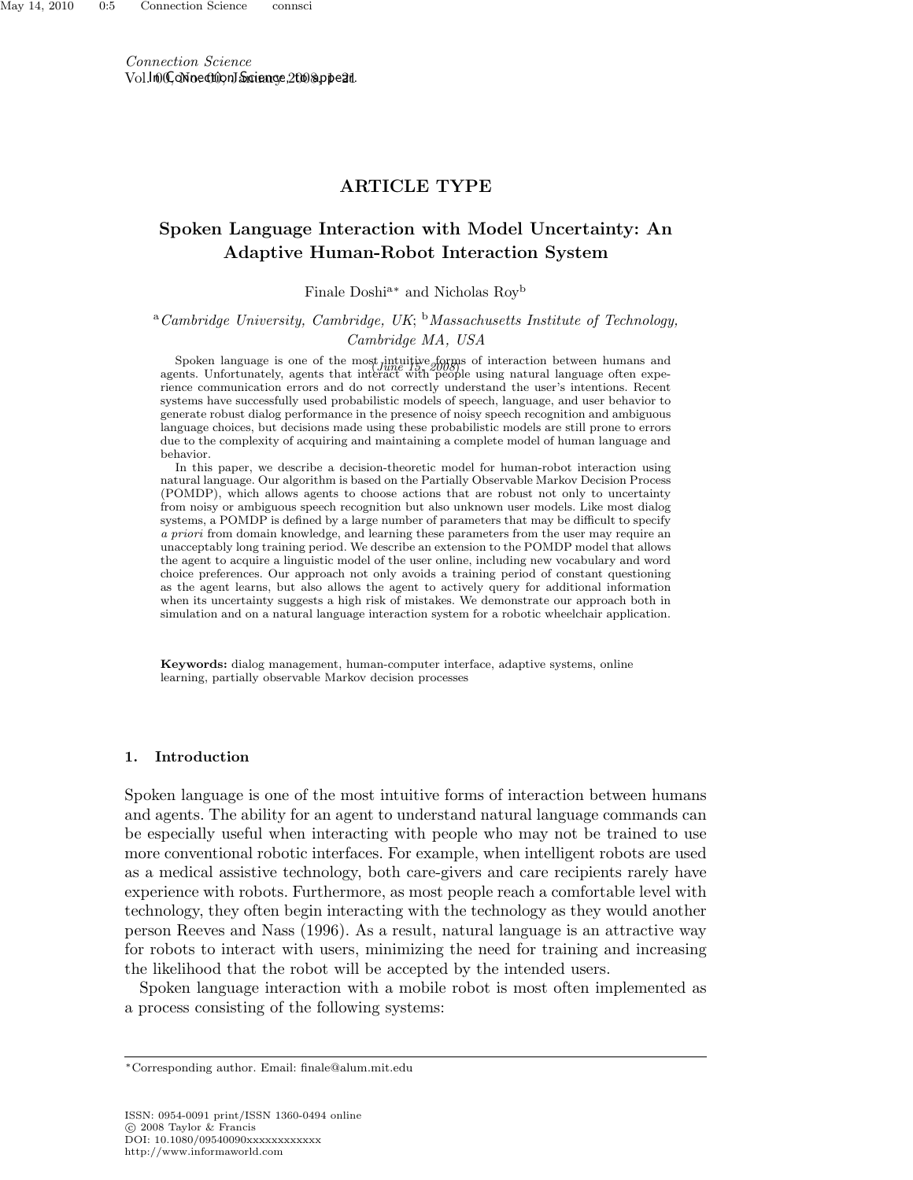## ARTICLE TYPE

# Spoken Language Interaction with Model Uncertainty: An Adaptive Human-Robot Interaction System

Finale Doshi[a*] and Nicholas Roy[b]

[a]*Cambridge University, Cambridge, UK*; [b]*Massachusetts Institute of Technology, Cambridge MA, USA*

*(June 15, 2008)*

Spoken language is one of the most intuitive forms of interaction between humans and agents. Unfortunately, agents that interact with people using natural language often experience communication errors and do not correctly understand the user's intentions. Recent systems have successfully used probabilistic models of speech, language, and user behavior to generate robust dialog performance in the presence of noisy speech recognition and ambiguous language choices, but decisions made using these probabilistic models are still prone to errors due to the complexity of acquiring and maintaining a complete model of human language and behavior.

In this paper, we describe a decision-theoretic model for human-robot interaction using natural language. Our algorithm is based on the Partially Observable Markov Decision Process (POMDP), which allows agents to choose actions that are robust not only to uncertainty from noisy or ambiguous speech recognition but also unknown user models. Like most dialog systems, a POMDP is defined by a large number of parameters that may be difficult to specify *a priori* from domain knowledge, and learning these parameters from the user may require an unacceptably long training period. We describe an extension to the POMDP model that allows the agent to acquire a linguistic model of the user online, including new vocabulary and word choice preferences. Our approach not only avoids a training period of constant questioning as the agent learns, but also allows the agent to actively query for additional information when its uncertainty suggests a high risk of mistakes. We demonstrate our approach both in simulation and on a natural language interaction system for a robotic wheelchair application.

**Keywords:** dialog management, human-computer interface, adaptive systems, online learning, partially observable Markov decision processes

## 1. Introduction

Spoken language is one of the most intuitive forms of interaction between humans and agents. The ability for an agent to understand natural language commands can be especially useful when interacting with people who may not be trained to use more conventional robotic interfaces. For example, when intelligent robots are used as a medical assistive technology, both care-givers and care recipients rarely have experience with robots. Furthermore, as most people reach a comfortable level with technology, they often begin interacting with the technology as they would another person Reeves and Nass (1996). As a result, natural language is an attractive way for robots to interact with users, minimizing the need for training and increasing the likelihood that the robot will be accepted by the intended users.

Spoken language interaction with a mobile robot is most often implemented as a process consisting of the following systems:

---

*Corresponding author. Email: finale@alum.mit.edu

ISSN: 0954-0091 print/ISSN 1360-0494 online
© 2008 Taylor & Francis
DOI: 10.1080/09540090xxxxxxxxxxxx
http://www.informaworld.com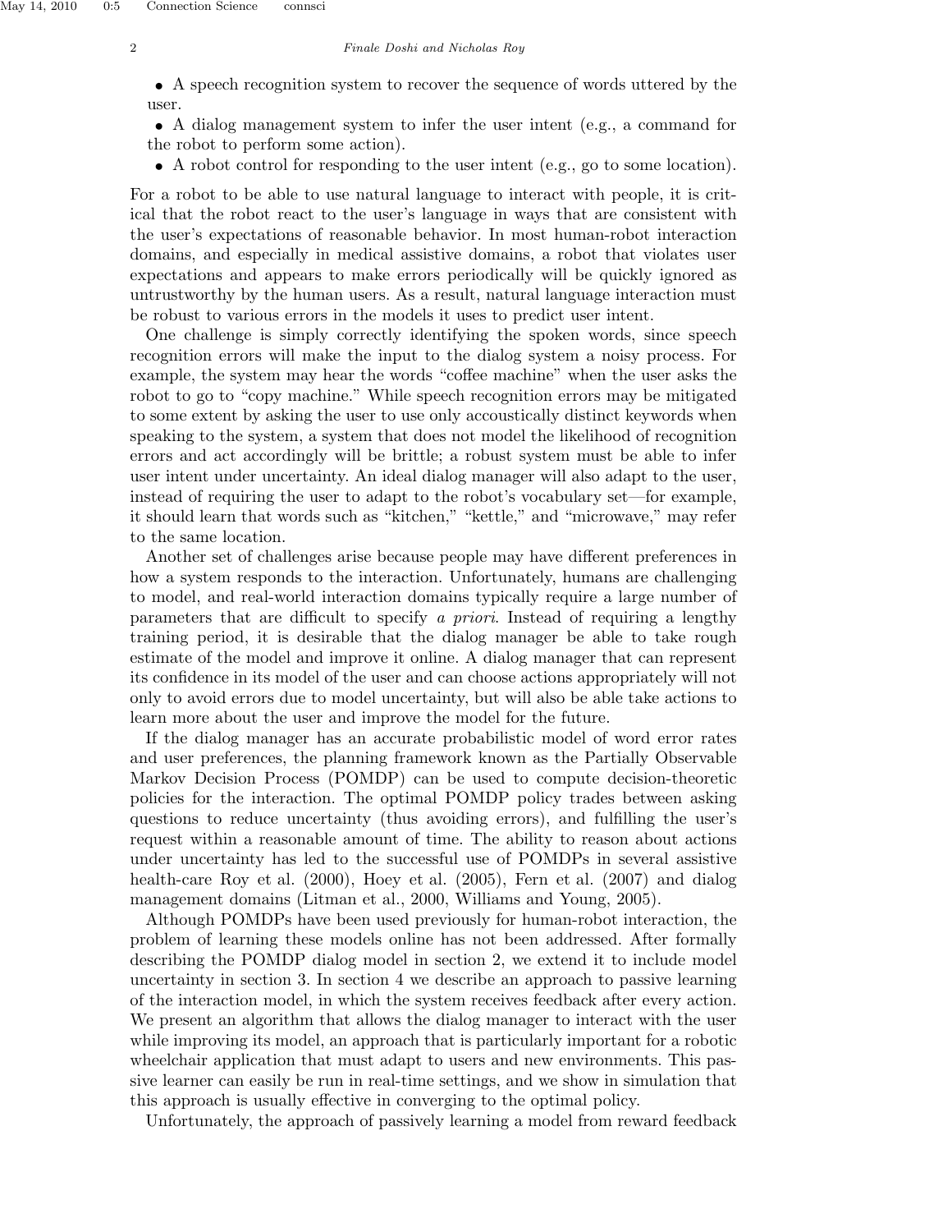- A speech recognition system to recover the sequence of words uttered by the user.
- A dialog management system to infer the user intent (e.g., a command for the robot to perform some action).
- A robot control for responding to the user intent (e.g., go to some location).

For a robot to be able to use natural language to interact with people, it is critical that the robot react to the user's language in ways that are consistent with the user's expectations of reasonable behavior. In most human-robot interaction domains, and especially in medical assistive domains, a robot that violates user expectations and appears to make errors periodically will be quickly ignored as untrustworthy by the human users. As a result, natural language interaction must be robust to various errors in the models it uses to predict user intent.

One challenge is simply correctly identifying the spoken words, since speech recognition errors will make the input to the dialog system a noisy process. For example, the system may hear the words "coffee machine" when the user asks the robot to go to "copy machine." While speech recognition errors may be mitigated to some extent by asking the user to use only accoustically distinct keywords when speaking to the system, a system that does not model the likelihood of recognition errors and act accordingly will be brittle; a robust system must be able to infer user intent under uncertainty. An ideal dialog manager will also adapt to the user, instead of requiring the user to adapt to the robot's vocabulary set—for example, it should learn that words such as "kitchen," "kettle," and "microwave," may refer to the same location.

Another set of challenges arise because people may have different preferences in how a system responds to the interaction. Unfortunately, humans are challenging to model, and real-world interaction domains typically require a large number of parameters that are difficult to specify *a priori*. Instead of requiring a lengthy training period, it is desirable that the dialog manager be able to take rough estimate of the model and improve it online. A dialog manager that can represent its confidence in its model of the user and can choose actions appropriately will not only to avoid errors due to model uncertainty, but will also be able take actions to learn more about the user and improve the model for the future.

If the dialog manager has an accurate probabilistic model of word error rates and user preferences, the planning framework known as the Partially Observable Markov Decision Process (POMDP) can be used to compute decision-theoretic policies for the interaction. The optimal POMDP policy trades between asking questions to reduce uncertainty (thus avoiding errors), and fulfilling the user's request within a reasonable amount of time. The ability to reason about actions under uncertainty has led to the successful use of POMDPs in several assistive health-care Roy et al. (2000), Hoey et al. (2005), Fern et al. (2007) and dialog management domains (Litman et al., 2000, Williams and Young, 2005).

Although POMDPs have been used previously for human-robot interaction, the problem of learning these models online has not been addressed. After formally describing the POMDP dialog model in section 2, we extend it to include model uncertainty in section 3. In section 4 we describe an approach to passive learning of the interaction model, in which the system receives feedback after every action. We present an algorithm that allows the dialog manager to interact with the user while improving its model, an approach that is particularly important for a robotic wheelchair application that must adapt to users and new environments. This passive learner can easily be run in real-time settings, and we show in simulation that this approach is usually effective in converging to the optimal policy.

Unfortunately, the approach of passively learning a model from reward feedback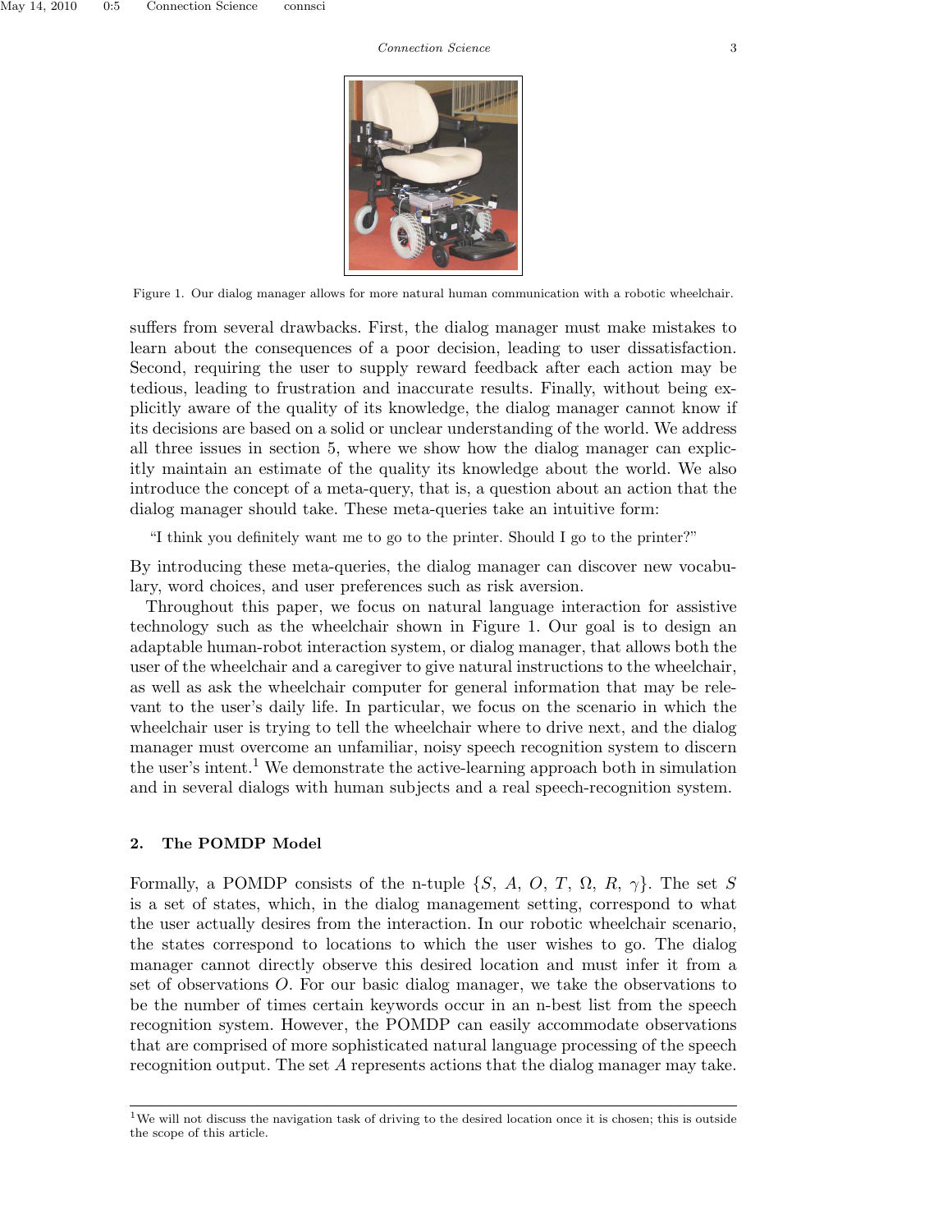Figure 1. Our dialog manager allows for more natural human communication with a robotic wheelchair.

suffers from several drawbacks. First, the dialog manager must make mistakes to learn about the consequences of a poor decision, leading to user dissatisfaction. Second, requiring the user to supply reward feedback after each action may be tedious, leading to frustration and inaccurate results. Finally, without being explicitly aware of the quality of its knowledge, the dialog manager cannot know if its decisions are based on a solid or unclear understanding of the world. We address all three issues in section 5, where we show how the dialog manager can explicitly maintain an estimate of the quality its knowledge about the world. We also introduce the concept of a meta-query, that is, a question about an action that the dialog manager should take. These meta-queries take an intuitive form:

> "I think you definitely want me to go to the printer. Should I go to the printer?"

By introducing these meta-queries, the dialog manager can discover new vocabulary, word choices, and user preferences such as risk aversion.

Throughout this paper, we focus on natural language interaction for assistive technology such as the wheelchair shown in Figure 1. Our goal is to design an adaptable human-robot interaction system, or dialog manager, that allows both the user of the wheelchair and a caregiver to give natural instructions to the wheelchair, as well as ask the wheelchair computer for general information that may be relevant to the user's daily life. In particular, we focus on the scenario in which the wheelchair user is trying to tell the wheelchair where to drive next, and the dialog manager must overcome an unfamiliar, noisy speech recognition system to discern the user's intent.[1] We demonstrate the active-learning approach both in simulation and in several dialogs with human subjects and a real speech-recognition system.

## 2. The POMDP Model

Formally, a POMDP consists of the n-tuple $\{S, A, O, T, \Omega, R, \gamma\}$. The set $S$ is a set of states, which, in the dialog management setting, correspond to what the user actually desires from the interaction. In our robotic wheelchair scenario, the states correspond to locations to which the user wishes to go. The dialog manager cannot directly observe this desired location and must infer it from a set of observations $O$. For our basic dialog manager, we take the observations to be the number of times certain keywords occur in an n-best list from the speech recognition system. However, the POMDP can easily accommodate observations that are comprised of more sophisticated natural language processing of the speech recognition output. The set $A$ represents actions that the dialog manager may take.

[1] We will not discuss the navigation task of driving to the desired location once it is chosen; this is outside the scope of this article.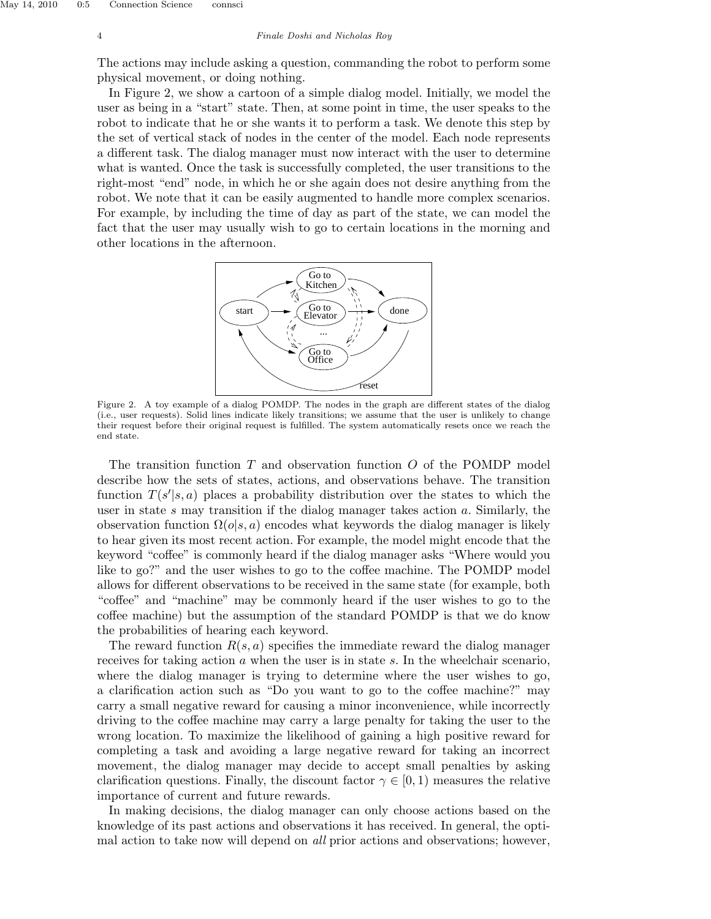The actions may include asking a question, commanding the robot to perform some physical movement, or doing nothing.

In Figure 2, we show a cartoon of a simple dialog model. Initially, we model the user as being in a "start" state. Then, at some point in time, the user speaks to the robot to indicate that he or she wants it to perform a task. We denote this step by the set of vertical stack of nodes in the center of the model. Each node represents a different task. The dialog manager must now interact with the user to determine what is wanted. Once the task is successfully completed, the user transitions to the right-most "end" node, in which he or she again does not desire anything from the robot. We note that it can be easily augmented to handle more complex scenarios. For example, by including the time of day as part of the state, we can model the fact that the user may usually wish to go to certain locations in the morning and other locations in the afternoon.

Figure 2. A toy example of a dialog POMDP. The nodes in the graph are different states of the dialog (i.e., user requests). Solid lines indicate likely transitions; we assume that the user is unlikely to change their request before their original request is fulfilled. The system automatically resets once we reach the end state.

The transition function $T$ and observation function $O$ of the POMDP model describe how the sets of states, actions, and observations behave. The transition function $T(s'|s,a)$ places a probability distribution over the states to which the user in state $s$ may transition if the dialog manager takes action $a$. Similarly, the observation function $\Omega(o|s,a)$ encodes what keywords the dialog manager is likely to hear given its most recent action. For example, the model might encode that the keyword "coffee" is commonly heard if the dialog manager asks "Where would you like to go?" and the user wishes to go to the coffee machine. The POMDP model allows for different observations to be received in the same state (for example, both "coffee" and "machine" may be commonly heard if the user wishes to go to the coffee machine) but the assumption of the standard POMDP is that we do know the probabilities of hearing each keyword.

The reward function $R(s,a)$ specifies the immediate reward the dialog manager receives for taking action $a$ when the user is in state $s$. In the wheelchair scenario, where the dialog manager is trying to determine where the user wishes to go, a clarification action such as "Do you want to go to the coffee machine?" may carry a small negative reward for causing a minor inconvenience, while incorrectly driving to the coffee machine may carry a large penalty for taking the user to the wrong location. To maximize the likelihood of gaining a high positive reward for completing a task and avoiding a large negative reward for taking an incorrect movement, the dialog manager may decide to accept small penalties by asking clarification questions. Finally, the discount factor $\gamma \in [0,1)$ measures the relative importance of current and future rewards.

In making decisions, the dialog manager can only choose actions based on the knowledge of its past actions and observations it has received. In general, the optimal action to take now will depend on *all* prior actions and observations; however,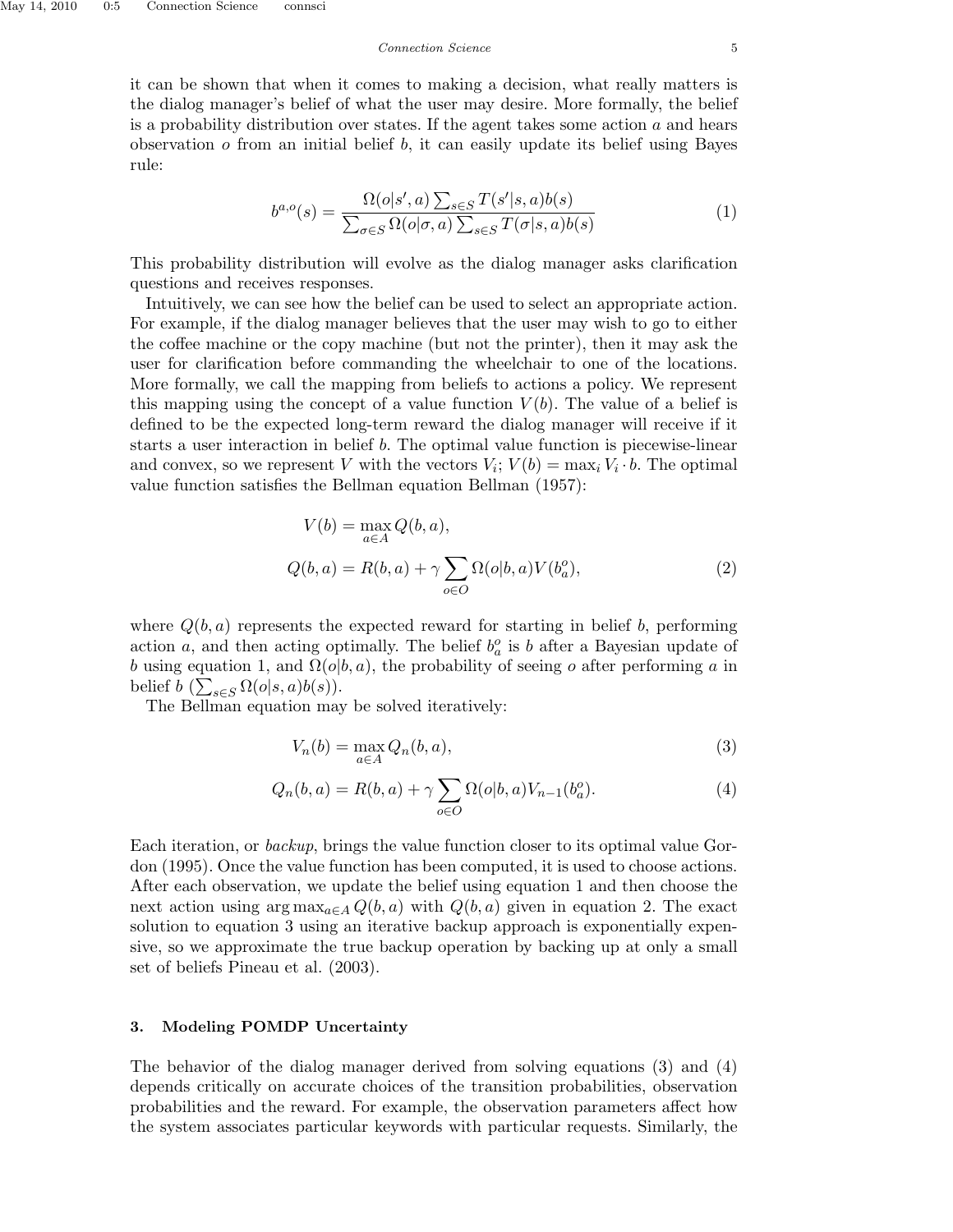it can be shown that when it comes to making a decision, what really matters is the dialog manager's belief of what the user may desire. More formally, the belief is a probability distribution over states. If the agent takes some action $a$ and hears observation $o$ from an initial belief $b$, it can easily update its belief using Bayes rule:

$$b^{a,o}(s) = \frac{\Omega(o|s', a) \sum_{s \in S} T(s'|s, a) b(s)}{\sum_{\sigma \in S} \Omega(o|\sigma, a) \sum_{s \in S} T(\sigma|s, a) b(s)} \tag{1}$$

This probability distribution will evolve as the dialog manager asks clarification questions and receives responses.

Intuitively, we can see how the belief can be used to select an appropriate action. For example, if the dialog manager believes that the user may wish to go to either the coffee machine or the copy machine (but not the printer), then it may ask the user for clarification before commanding the wheelchair to one of the locations. More formally, we call the mapping from beliefs to actions a policy. We represent this mapping using the concept of a value function $V(b)$. The value of a belief is defined to be the expected long-term reward the dialog manager will receive if it starts a user interaction in belief $b$. The optimal value function is piecewise-linear and convex, so we represent $V$ with the vectors $V_i$; $V(b) = \max_i V_i \cdot b$. The optimal value function satisfies the Bellman equation Bellman (1957):

$$\begin{aligned} V(b) &= \max_{a \in A} Q(b, a), \\ Q(b, a) &= R(b, a) + \gamma \sum_{o \in O} \Omega(o|b, a) V(b_a^o), \end{aligned} \tag{2}$$

where $Q(b, a)$ represents the expected reward for starting in belief $b$, performing action $a$, and then acting optimally. The belief $b_a^o$ is $b$ after a Bayesian update of $b$ using equation 1, and $\Omega(o|b, a)$, the probability of seeing $o$ after performing $a$ in belief $b$ ($\sum_{s \in S} \Omega(o|s, a) b(s)$).

The Bellman equation may be solved iteratively:

$$V_n(b) = \max_{a \in A} Q_n(b, a), \tag{3}$$

$$Q_n(b, a) = R(b, a) + \gamma \sum_{o \in O} \Omega(o|b, a) V_{n-1}(b_a^o). \tag{4}$$

Each iteration, or *backup*, brings the value function closer to its optimal value Gordon (1995). Once the value function has been computed, it is used to choose actions. After each observation, we update the belief using equation 1 and then choose the next action using $\arg\max_{a \in A} Q(b, a)$ with $Q(b, a)$ given in equation 2. The exact solution to equation 3 using an iterative backup approach is exponentially expensive, so we approximate the true backup operation by backing up at only a small set of beliefs Pineau et al. (2003).

## 3. Modeling POMDP Uncertainty

The behavior of the dialog manager derived from solving equations (3) and (4) depends critically on accurate choices of the transition probabilities, observation probabilities and the reward. For example, the observation parameters affect how the system associates particular keywords with particular requests. Similarly, the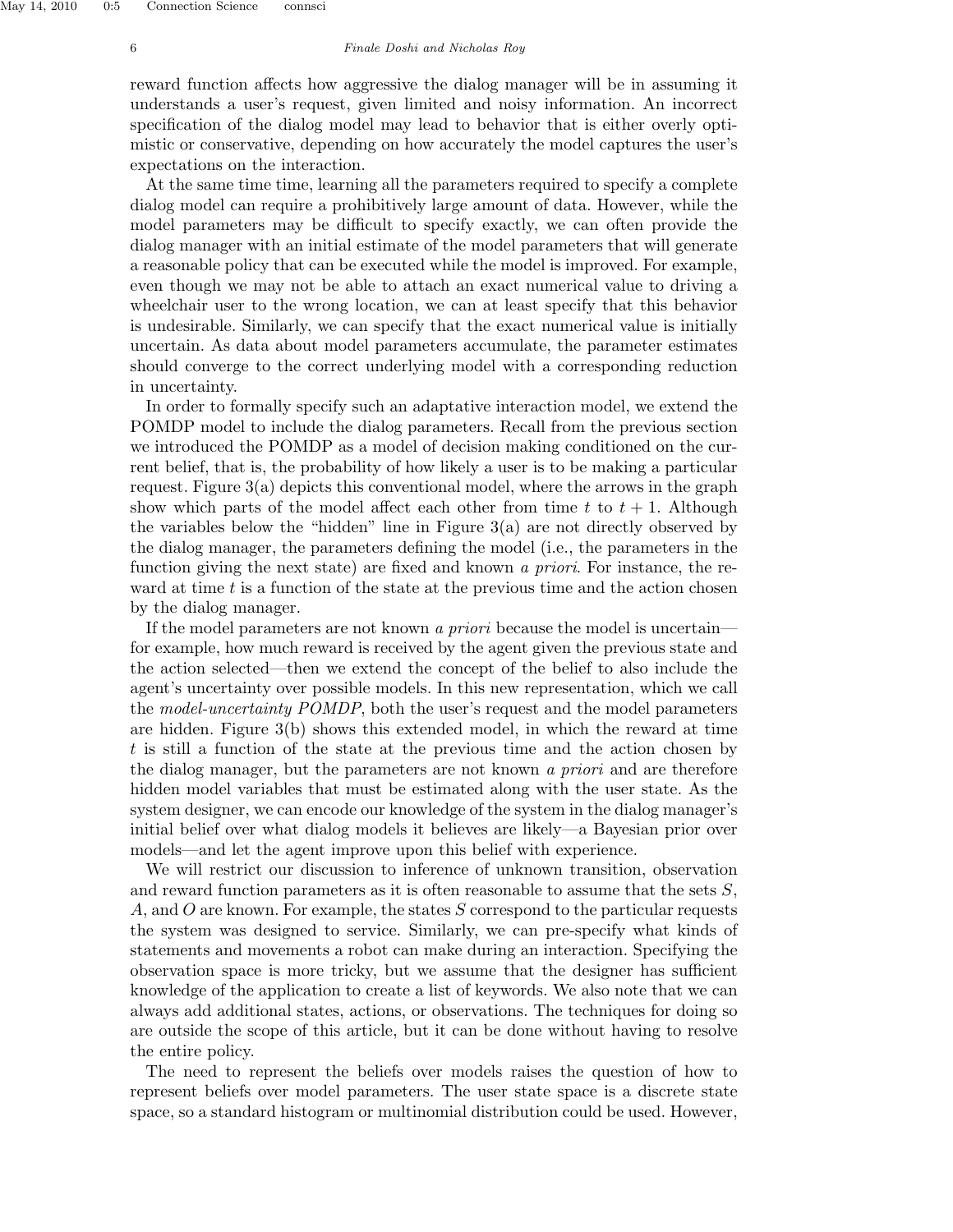reward function affects how aggressive the dialog manager will be in assuming it understands a user's request, given limited and noisy information. An incorrect specification of the dialog model may lead to behavior that is either overly optimistic or conservative, depending on how accurately the model captures the user's expectations on the interaction.

At the same time time, learning all the parameters required to specify a complete dialog model can require a prohibitively large amount of data. However, while the model parameters may be difficult to specify exactly, we can often provide the dialog manager with an initial estimate of the model parameters that will generate a reasonable policy that can be executed while the model is improved. For example, even though we may not be able to attach an exact numerical value to driving a wheelchair user to the wrong location, we can at least specify that this behavior is undesirable. Similarly, we can specify that the exact numerical value is initially uncertain. As data about model parameters accumulate, the parameter estimates should converge to the correct underlying model with a corresponding reduction in uncertainty.

In order to formally specify such an adaptative interaction model, we extend the POMDP model to include the dialog parameters. Recall from the previous section we introduced the POMDP as a model of decision making conditioned on the current belief, that is, the probability of how likely a user is to be making a particular request. Figure 3(a) depicts this conventional model, where the arrows in the graph show which parts of the model affect each other from time $t$ to $t+1$. Although the variables below the "hidden" line in Figure 3(a) are not directly observed by the dialog manager, the parameters defining the model (i.e., the parameters in the function giving the next state) are fixed and known *a priori*. For instance, the reward at time $t$ is a function of the state at the previous time and the action chosen by the dialog manager.

If the model parameters are not known *a priori* because the model is uncertain—for example, how much reward is received by the agent given the previous state and the action selected—then we extend the concept of the belief to also include the agent's uncertainty over possible models. In this new representation, which we call the *model-uncertainty POMDP*, both the user's request and the model parameters are hidden. Figure 3(b) shows this extended model, in which the reward at time $t$ is still a function of the state at the previous time and the action chosen by the dialog manager, but the parameters are not known *a priori* and are therefore hidden model variables that must be estimated along with the user state. As the system designer, we can encode our knowledge of the system in the dialog manager's initial belief over what dialog models it believes are likely—a Bayesian prior over models—and let the agent improve upon this belief with experience.

We will restrict our discussion to inference of unknown transition, observation and reward function parameters as it is often reasonable to assume that the sets $S$, $A$, and $O$ are known. For example, the states $S$ correspond to the particular requests the system was designed to service. Similarly, we can pre-specify what kinds of statements and movements a robot can make during an interaction. Specifying the observation space is more tricky, but we assume that the designer has sufficient knowledge of the application to create a list of keywords. We also note that we can always add additional states, actions, or observations. The techniques for doing so are outside the scope of this article, but it can be done without having to resolve the entire policy.

The need to represent the beliefs over models raises the question of how to represent beliefs over model parameters. The user state space is a discrete state space, so a standard histogram or multinomial distribution could be used. However,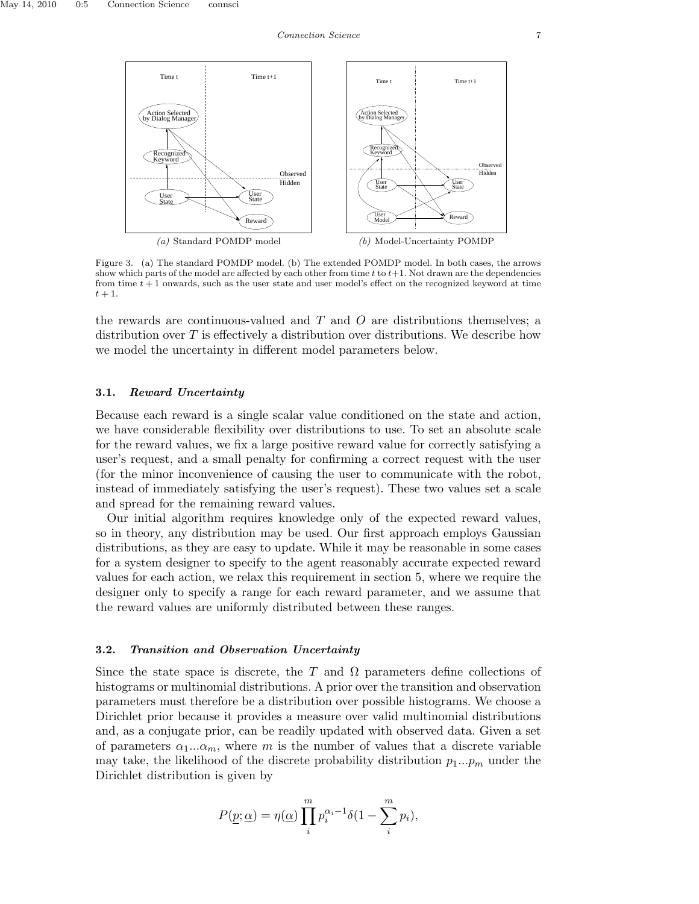Figure 3. (a) The standard POMDP model. (b) The extended POMDP model. In both cases, the arrows show which parts of the model are affected by each other from time $t$ to $t+1$. Not drawn are the dependencies from time $t+1$ onwards, such as the user state and user model's effect on the recognized keyword at time $t+1$.

the rewards are continuous-valued and $T$ and $O$ are distributions themselves; a distribution over $T$ is effectively a distribution over distributions. We describe how we model the uncertainty in different model parameters below.

### 3.1. *Reward Uncertainty*

Because each reward is a single scalar value conditioned on the state and action, we have considerable flexibility over distributions to use. To set an absolute scale for the reward values, we fix a large positive reward value for correctly satisfying a user's request, and a small penalty for confirming a correct request with the user (for the minor inconvenience of causing the user to communicate with the robot, instead of immediately satisfying the user's request). These two values set a scale and spread for the remaining reward values.

Our initial algorithm requires knowledge only of the expected reward values, so in theory, any distribution may be used. Our first approach employs Gaussian distributions, as they are easy to update. While it may be reasonable in some cases for a system designer to specify to the agent reasonably accurate expected reward values for each action, we relax this requirement in section 5, where we require the designer only to specify a range for each reward parameter, and we assume that the reward values are uniformly distributed between these ranges.

### 3.2. *Transition and Observation Uncertainty*

Since the state space is discrete, the $T$ and $\Omega$ parameters define collections of histograms or multinomial distributions. A prior over the transition and observation parameters must therefore be a distribution over possible histograms. We choose a Dirichlet prior because it provides a measure over valid multinomial distributions and, as a conjugate prior, can be readily updated with observed data. Given a set of parameters $\alpha_1 ... \alpha_m$, where $m$ is the number of values that a discrete variable may take, the likelihood of the discrete probability distribution $p_1 ... p_m$ under the Dirichlet distribution is given by

$$P(\underline{p}; \underline{\alpha}) = \eta(\underline{\alpha}) \prod_i^m p_i^{\alpha_i - 1} \delta(1 - \sum_i^m p_i),$$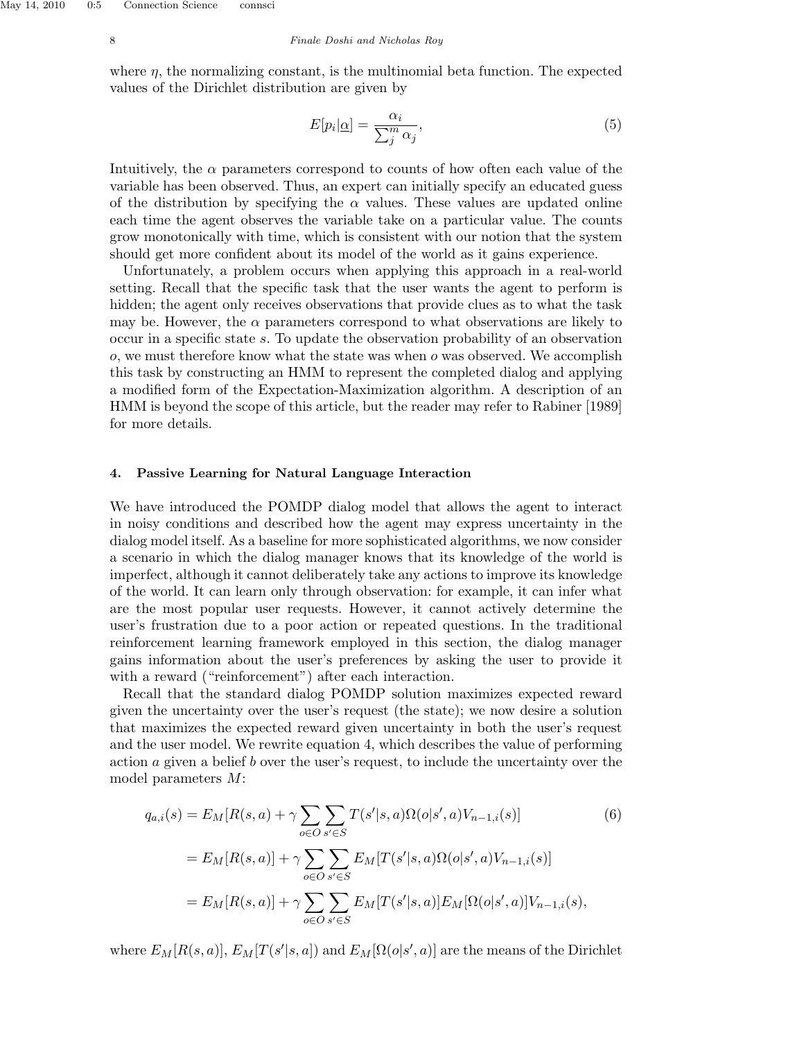where $\eta$, the normalizing constant, is the multinomial beta function. The expected values of the Dirichlet distribution are given by

$$E[p_i|\underline{\alpha}] = \frac{\alpha_i}{\sum_j^m \alpha_j}, \tag{5}$$

Intuitively, the $\alpha$ parameters correspond to counts of how often each value of the variable has been observed. Thus, an expert can initially specify an educated guess of the distribution by specifying the $\alpha$ values. These values are updated online each time the agent observes the variable take on a particular value. The counts grow monotonically with time, which is consistent with our notion that the system should get more confident about its model of the world as it gains experience.

Unfortunately, a problem occurs when applying this approach in a real-world setting. Recall that the specific task that the user wants the agent to perform is hidden; the agent only receives observations that provide clues as to what the task may be. However, the $\alpha$ parameters correspond to what observations are likely to occur in a specific state $s$. To update the observation probability of an observation $o$, we must therefore know what the state was when $o$ was observed. We accomplish this task by constructing an HMM to represent the completed dialog and applying a modified form of the Expectation-Maximization algorithm. A description of an HMM is beyond the scope of this article, but the reader may refer to Rabiner [1989] for more details.

## 4. Passive Learning for Natural Language Interaction

We have introduced the POMDP dialog model that allows the agent to interact in noisy conditions and described how the agent may express uncertainty in the dialog model itself. As a baseline for more sophisticated algorithms, we now consider a scenario in which the dialog manager knows that its knowledge of the world is imperfect, although it cannot deliberately take any actions to improve its knowledge of the world. It can learn only through observation: for example, it can infer what are the most popular user requests. However, it cannot actively determine the user's frustration due to a poor action or repeated questions. In the traditional reinforcement learning framework employed in this section, the dialog manager gains information about the user's preferences by asking the user to provide it with a reward ("reinforcement") after each interaction.

Recall that the standard dialog POMDP solution maximizes expected reward given the uncertainty over the user's request (the state); we now desire a solution that maximizes the expected reward given uncertainty in both the user's request and the user model. We rewrite equation 4, which describes the value of performing action $a$ given a belief $b$ over the user's request, to include the uncertainty over the model parameters $M$:

$$\begin{aligned}
q_{a,i}(s) &= E_M[R(s,a) + \gamma \sum_{o \in O} \sum_{s' \in S} T(s'|s,a)\Omega(o|s',a)V_{n-1,i}(s)] \qquad (6)\\
&= E_M[R(s,a)] + \gamma \sum_{o \in O} \sum_{s' \in S} E_M[T(s'|s,a)\Omega(o|s',a)V_{n-1,i}(s)] \\
&= E_M[R(s,a)] + \gamma \sum_{o \in O} \sum_{s' \in S} E_M[T(s'|s,a)]E_M[\Omega(o|s',a)]V_{n-1,i}(s),
\end{aligned}$$

where $E_M[R(s,a)]$, $E_M[T(s'|s,a])$ and $E_M[\Omega(o|s',a)]$ are the means of the Dirichlet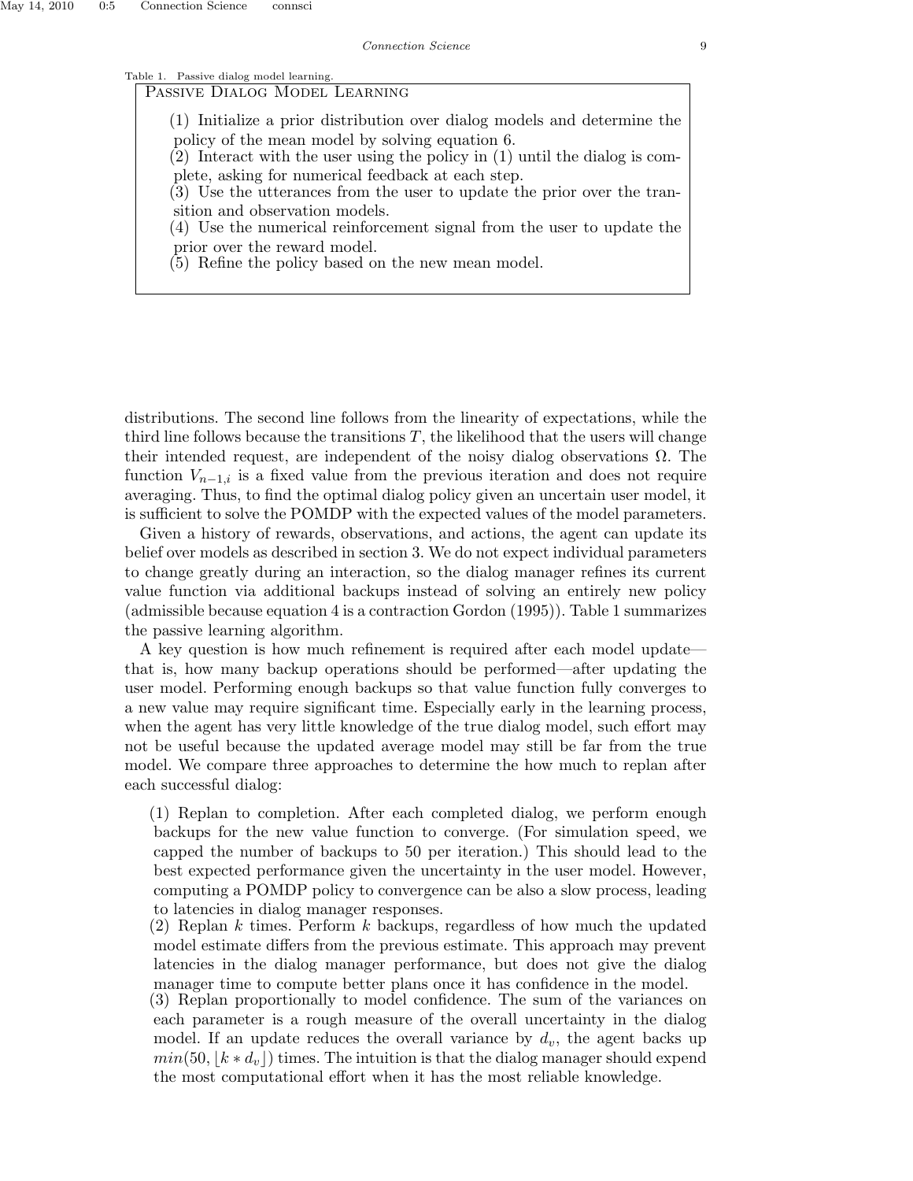Table 1. Passive dialog model learning.

**Passive Dialog Model Learning**

(1) Initialize a prior distribution over dialog models and determine the policy of the mean model by solving equation 6.
(2) Interact with the user using the policy in (1) until the dialog is complete, asking for numerical feedback at each step.
(3) Use the utterances from the user to update the prior over the transition and observation models.
(4) Use the numerical reinforcement signal from the user to update the prior over the reward model.
(5) Refine the policy based on the new mean model.

distributions. The second line follows from the linearity of expectations, while the third line follows because the transitions $T$, the likelihood that the users will change their intended request, are independent of the noisy dialog observations $\Omega$. The function $V_{n-1,i}$ is a fixed value from the previous iteration and does not require averaging. Thus, to find the optimal dialog policy given an uncertain user model, it is sufficient to solve the POMDP with the expected values of the model parameters.

Given a history of rewards, observations, and actions, the agent can update its belief over models as described in section 3. We do not expect individual parameters to change greatly during an interaction, so the dialog manager refines its current value function via additional backups instead of solving an entirely new policy (admissible because equation 4 is a contraction Gordon (1995)). Table 1 summarizes the passive learning algorithm.

A key question is how much refinement is required after each model update—that is, how many backup operations should be performed—after updating the user model. Performing enough backups so that value function fully converges to a new value may require significant time. Especially early in the learning process, when the agent has very little knowledge of the true dialog model, such effort may not be useful because the updated average model may still be far from the true model. We compare three approaches to determine the how much to replan after each successful dialog:

(1) Replan to completion. After each completed dialog, we perform enough backups for the new value function to converge. (For simulation speed, we capped the number of backups to 50 per iteration.) This should lead to the best expected performance given the uncertainty in the user model. However, computing a POMDP policy to convergence can be also a slow process, leading to latencies in dialog manager responses.
(2) Replan $k$ times. Perform $k$ backups, regardless of how much the updated model estimate differs from the previous estimate. This approach may prevent latencies in the dialog manager performance, but does not give the dialog manager time to compute better plans once it has confidence in the model.
(3) Replan proportionally to model confidence. The sum of the variances on each parameter is a rough measure of the overall uncertainty in the dialog model. If an update reduces the overall variance by $d_v$, the agent backs up $min(50, \lfloor k * d_v \rfloor)$ times. The intuition is that the dialog manager should expend the most computational effort when it has the most reliable knowledge.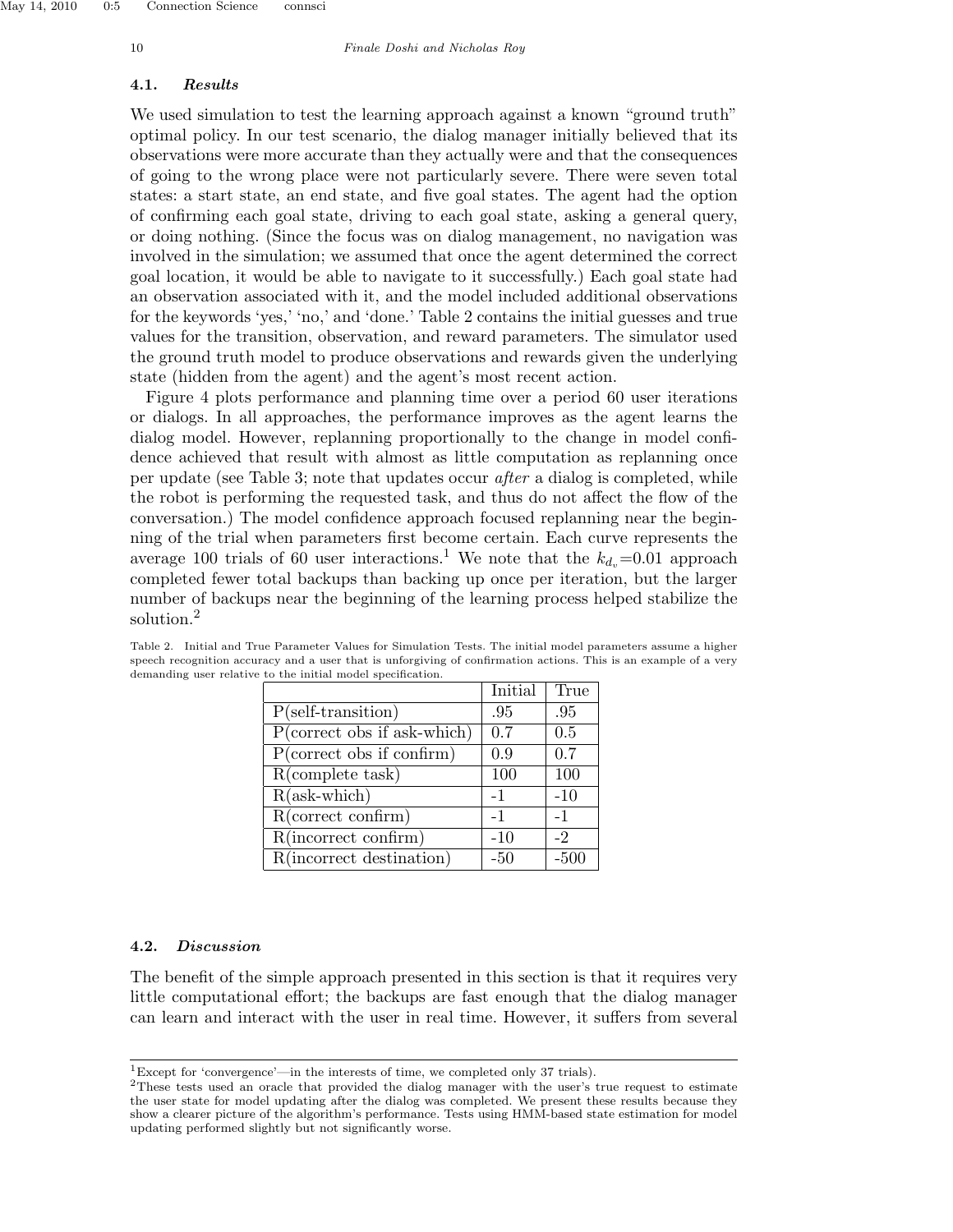### 4.1. *Results*

We used simulation to test the learning approach against a known "ground truth" optimal policy. In our test scenario, the dialog manager initially believed that its observations were more accurate than they actually were and that the consequences of going to the wrong place were not particularly severe. There were seven total states: a start state, an end state, and five goal states. The agent had the option of confirming each goal state, driving to each goal state, asking a general query, or doing nothing. (Since the focus was on dialog management, no navigation was involved in the simulation; we assumed that once the agent determined the correct goal location, it would be able to navigate to it successfully.) Each goal state had an observation associated with it, and the model included additional observations for the keywords 'yes,' 'no,' and 'done.' Table 2 contains the initial guesses and true values for the transition, observation, and reward parameters. The simulator used the ground truth model to produce observations and rewards given the underlying state (hidden from the agent) and the agent's most recent action.

Figure 4 plots performance and planning time over a period 60 user iterations or dialogs. In all approaches, the performance improves as the agent learns the dialog model. However, replanning proportionally to the change in model confidence achieved that result with almost as little computation as replanning once per update (see Table 3; note that updates occur *after* a dialog is completed, while the robot is performing the requested task, and thus do not affect the flow of the conversation.) The model confidence approach focused replanning near the beginning of the trial when parameters first become certain. Each curve represents the average 100 trials of 60 user interactions.[1] We note that the $k_{d_v}$=0.01 approach completed fewer total backups than backing up once per iteration, but the larger number of backups near the beginning of the learning process helped stabilize the solution.[2]

Table 2. Initial and True Parameter Values for Simulation Tests. The initial model parameters assume a higher speech recognition accuracy and a user that is unforgiving of confirmation actions. This is an example of a very demanding user relative to the initial model specification.

| | Initial | True |
|---|---|---|
| P(self-transition) | .95 | .95 |
| P(correct obs if ask-which) | 0.7 | 0.5 |
| P(correct obs if confirm) | 0.9 | 0.7 |
| R(complete task) | 100 | 100 |
| R(ask-which) | -1 | -10 |
| R(correct confirm) | -1 | -1 |
| R(incorrect confirm) | -10 | -2 |
| R(incorrect destination) | -50 | -500 |

### 4.2. *Discussion*

The benefit of the simple approach presented in this section is that it requires very little computational effort; the backups are fast enough that the dialog manager can learn and interact with the user in real time. However, it suffers from several

[1] Except for 'convergence'—in the interests of time, we completed only 37 trials).

[2] These tests used an oracle that provided the dialog manager with the user's true request to estimate the user state for model updating after the dialog was completed. We present these results because they show a clearer picture of the algorithm's performance. Tests using HMM-based state estimation for model updating performed slightly but not significantly worse.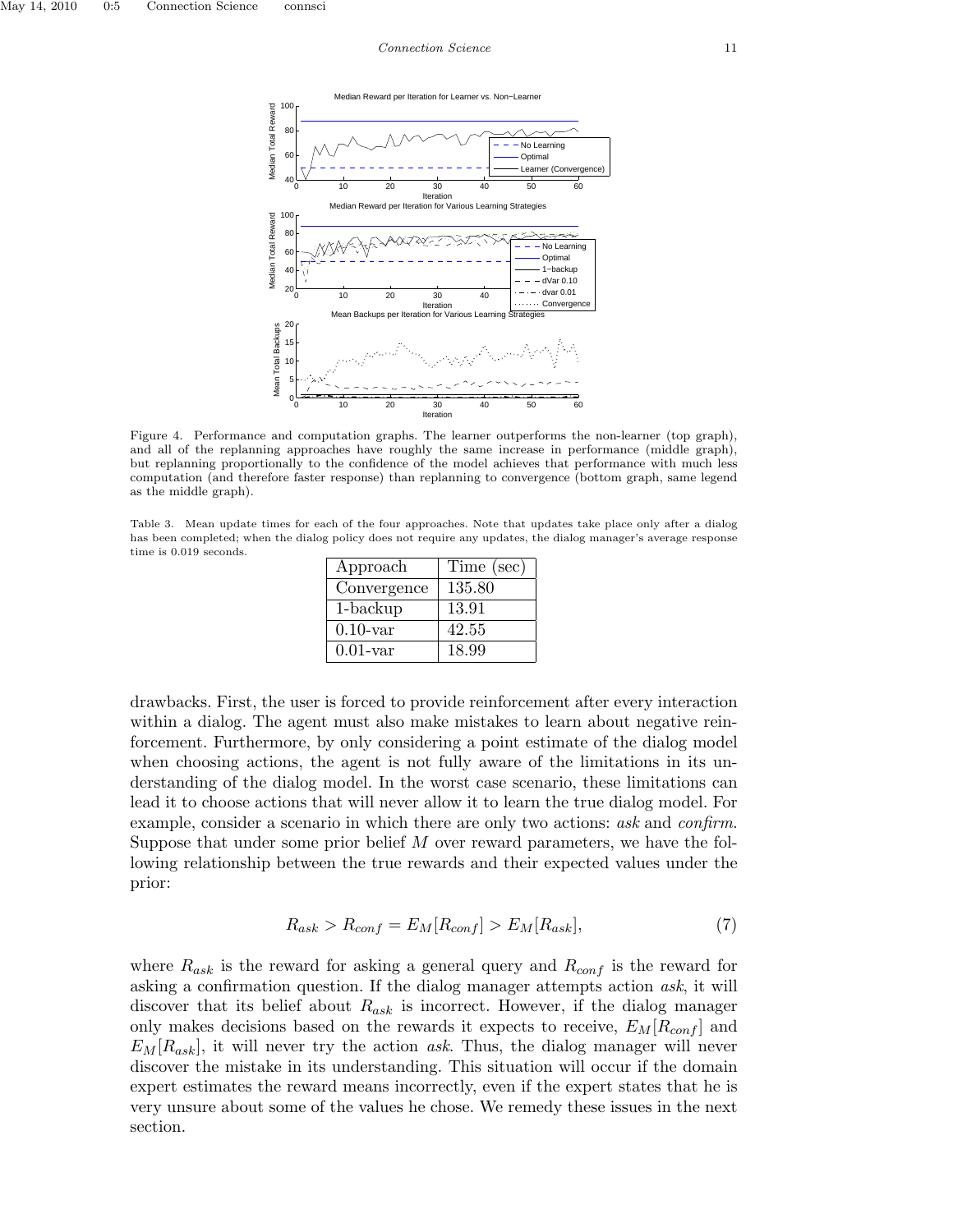Figure 4. Performance and computation graphs. The learner outperforms the non-learner (top graph), and all of the replanning approaches have roughly the same increase in performance (middle graph), but replanning proportionally to the confidence of the model achieves that performance with much less computation (and therefore faster response) than replanning to convergence (bottom graph, same legend as the middle graph).

Table 3. Mean update times for each of the four approaches. Note that updates take place only after a dialog has been completed; when the dialog policy does not require any updates, the dialog manager's average response time is 0.019 seconds.

| Approach | Time (sec) |
|---|---|
| Convergence | 135.80 |
| 1-backup | 13.91 |
| 0.10-var | 42.55 |
| 0.01-var | 18.99 |

drawbacks. First, the user is forced to provide reinforcement after every interaction within a dialog. The agent must also make mistakes to learn about negative reinforcement. Furthermore, by only considering a point estimate of the dialog model when choosing actions, the agent is not fully aware of the limitations in its understanding of the dialog model. In the worst case scenario, these limitations can lead it to choose actions that will never allow it to learn the true dialog model. For example, consider a scenario in which there are only two actions: *ask* and *confirm*. Suppose that under some prior belief $M$ over reward parameters, we have the following relationship between the true rewards and their expected values under the prior:

$$R_{ask} > R_{conf} = E_M[R_{conf}] > E_M[R_{ask}], \tag{7}$$

where $R_{ask}$ is the reward for asking a general query and $R_{conf}$ is the reward for asking a confirmation question. If the dialog manager attempts action *ask*, it will discover that its belief about $R_{ask}$ is incorrect. However, if the dialog manager only makes decisions based on the rewards it expects to receive, $E_M[R_{conf}]$ and $E_M[R_{ask}]$, it will never try the action *ask*. Thus, the dialog manager will never discover the mistake in its understanding. This situation will occur if the domain expert estimates the reward means incorrectly, even if the expert states that he is very unsure about some of the values he chose. We remedy these issues in the next section.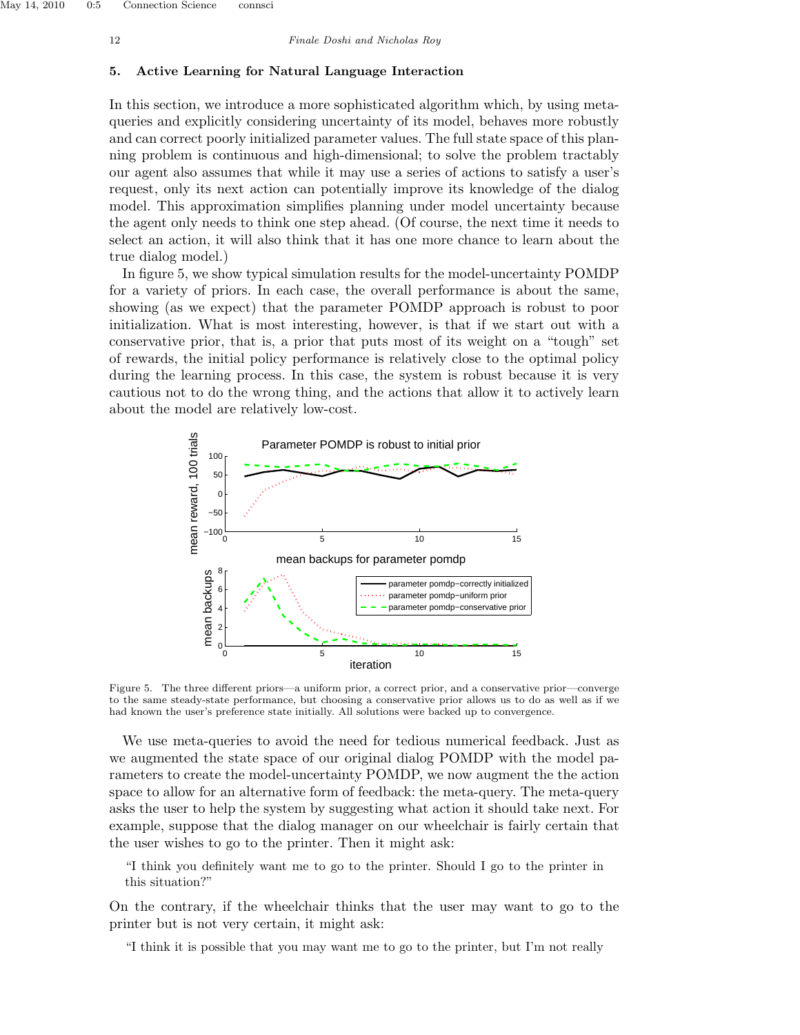## 5. Active Learning for Natural Language Interaction

In this section, we introduce a more sophisticated algorithm which, by using meta-queries and explicitly considering uncertainty of its model, behaves more robustly and can correct poorly initialized parameter values. The full state space of this planning problem is continuous and high-dimensional; to solve the problem tractably our agent also assumes that while it may use a series of actions to satisfy a user's request, only its next action can potentially improve its knowledge of the dialog model. This approximation simplifies planning under model uncertainty because the agent only needs to think one step ahead. (Of course, the next time it needs to select an action, it will also think that it has one more chance to learn about the true dialog model.)

In figure 5, we show typical simulation results for the model-uncertainty POMDP for a variety of priors. In each case, the overall performance is about the same, showing (as we expect) that the parameter POMDP approach is robust to poor initialization. What is most interesting, however, is that if we start out with a conservative prior, that is, a prior that puts most of its weight on a "tough" set of rewards, the initial policy performance is relatively close to the optimal policy during the learning process. In this case, the system is robust because it is very cautious not to do the wrong thing, and the actions that allow it to actively learn about the model are relatively low-cost.

Figure 5. The three different priors—a uniform prior, a correct prior, and a conservative prior—converge to the same steady-state performance, but choosing a conservative prior allows us to do as well as if we had known the user's preference state initially. All solutions were backed up to convergence.

We use meta-queries to avoid the need for tedious numerical feedback. Just as we augmented the state space of our original dialog POMDP with the model parameters to create the model-uncertainty POMDP, we now augment the the action space to allow for an alternative form of feedback: the meta-query. The meta-query asks the user to help the system by suggesting what action it should take next. For example, suppose that the dialog manager on our wheelchair is fairly certain that the user wishes to go to the printer. Then it might ask:

> "I think you definitely want me to go to the printer. Should I go to the printer in this situation?"

On the contrary, if the wheelchair thinks that the user may want to go to the printer but is not very certain, it might ask:

> "I think it is possible that you may want me to go to the printer, but I'm not really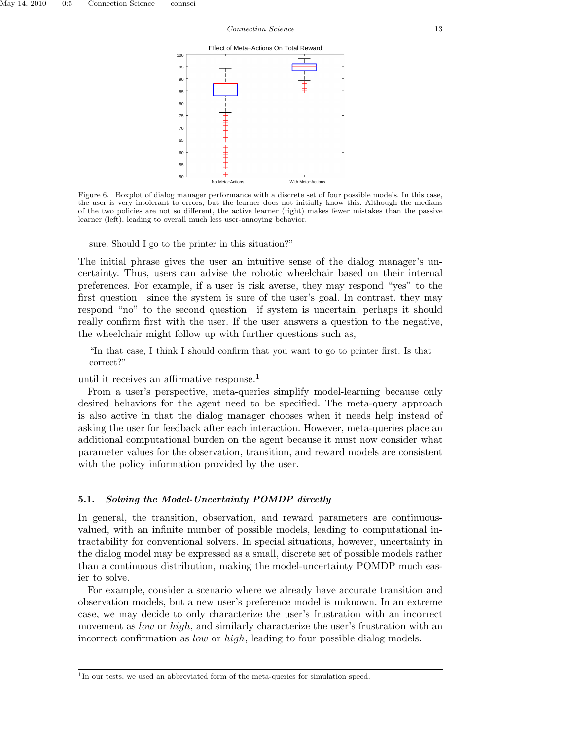Figure 6. Boxplot of dialog manager performance with a discrete set of four possible models. In this case, the user is very intolerant to errors, but the learner does not initially know this. Although the medians of the two policies are not so different, the active learner (right) makes fewer mistakes than the passive learner (left), leading to overall much less user-annoying behavior.

sure. Should I go to the printer in this situation?"

The initial phrase gives the user an intuitive sense of the dialog manager's uncertainty. Thus, users can advise the robotic wheelchair based on their internal preferences. For example, if a user is risk averse, they may respond "yes" to the first question—since the system is sure of the user's goal. In contrast, they may respond "no" to the second question—if system is uncertain, perhaps it should really confirm first with the user. If the user answers a question to the negative, the wheelchair might follow up with further questions such as,

> "In that case, I think I should confirm that you want to go to printer first. Is that correct?"

until it receives an affirmative response.[1]

From a user's perspective, meta-queries simplify model-learning because only desired behaviors for the agent need to be specified. The meta-query approach is also active in that the dialog manager chooses when it needs help instead of asking the user for feedback after each interaction. However, meta-queries place an additional computational burden on the agent because it must now consider what parameter values for the observation, transition, and reward models are consistent with the policy information provided by the user.

### 5.1. *Solving the Model-Uncertainty POMDP directly*

In general, the transition, observation, and reward parameters are continuous-valued, with an infinite number of possible models, leading to computational intractability for conventional solvers. In special situations, however, uncertainty in the dialog model may be expressed as a small, discrete set of possible models rather than a continuous distribution, making the model-uncertainty POMDP much easier to solve.

For example, consider a scenario where we already have accurate transition and observation models, but a new user's preference model is unknown. In an extreme case, we may decide to only characterize the user's frustration with an incorrect movement as *low* or *high*, and similarly characterize the user's frustration with an incorrect confirmation as *low* or *high*, leading to four possible dialog models.

[1] In our tests, we used an abbreviated form of the meta-queries for simulation speed.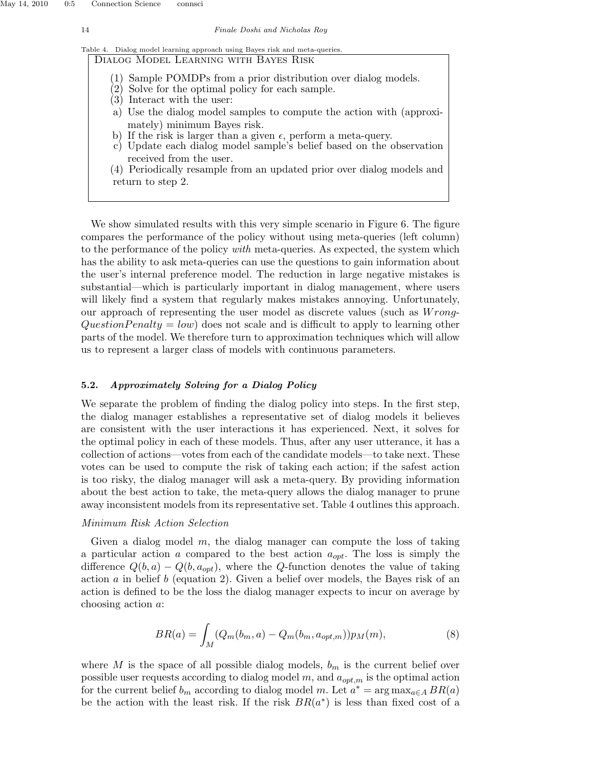Table 4. Dialog model learning approach using Bayes risk and meta-queries.

| DIALOG MODEL LEARNING WITH BAYES RISK |
|---|
| (1) Sample POMDPs from a prior distribution over dialog models.<br>(2) Solve for the optimal policy for each sample.<br>(3) Interact with the user:<br>a) Use the dialog model samples to compute the action with (approximately) minimum Bayes risk.<br>b) If the risk is larger than a given $\epsilon$, perform a meta-query.<br>c) Update each dialog model sample's belief based on the observation received from the user.<br>(4) Periodically resample from an updated prior over dialog models and return to step 2. |

We show simulated results with this very simple scenario in Figure 6. The figure compares the performance of the policy without using meta-queries (left column) to the performance of the policy *with* meta-queries. As expected, the system which has the ability to ask meta-queries can use the questions to gain information about the user's internal preference model. The reduction in large negative mistakes is substantial—which is particularly important in dialog management, where users will likely find a system that regularly makes mistakes annoying. Unfortunately, our approach of representing the user model as discrete values (such as *WrongQuestionPenalty = low*) does not scale and is difficult to apply to learning other parts of the model. We therefore turn to approximation techniques which will allow us to represent a larger class of models with continuous parameters.

### 5.2. *Approximately Solving for a Dialog Policy*

We separate the problem of finding the dialog policy into steps. In the first step, the dialog manager establishes a representative set of dialog models it believes are consistent with the user interactions it has experienced. Next, it solves for the optimal policy in each of these models. Thus, after any user utterance, it has a collection of actions—votes from each of the candidate models—to take next. These votes can be used to compute the risk of taking each action; if the safest action is too risky, the dialog manager will ask a meta-query. By providing information about the best action to take, the meta-query allows the dialog manager to prune away inconsistent models from its representative set. Table 4 outlines this approach.

*Minimum Risk Action Selection*

Given a dialog model $m$, the dialog manager can compute the loss of taking a particular action $a$ compared to the best action $a_{opt}$. The loss is simply the difference $Q(b, a) - Q(b, a_{opt})$, where the $Q$-function denotes the value of taking action $a$ in belief $b$ (equation 2). Given a belief over models, the Bayes risk of an action is defined to be the loss the dialog manager expects to incur on average by choosing action $a$:

$$BR(a) = \int_M (Q_m(b_m, a) - Q_m(b_m, a_{opt,m}))p_M(m), \tag{8}$$

where $M$ is the space of all possible dialog models, $b_m$ is the current belief over possible user requests according to dialog model $m$, and $a_{opt,m}$ is the optimal action for the current belief $b_m$ according to dialog model $m$. Let $a^* = \arg\max_{a \in A} BR(a)$ be the action with the least risk. If the risk $BR(a^*)$ is less than fixed cost of a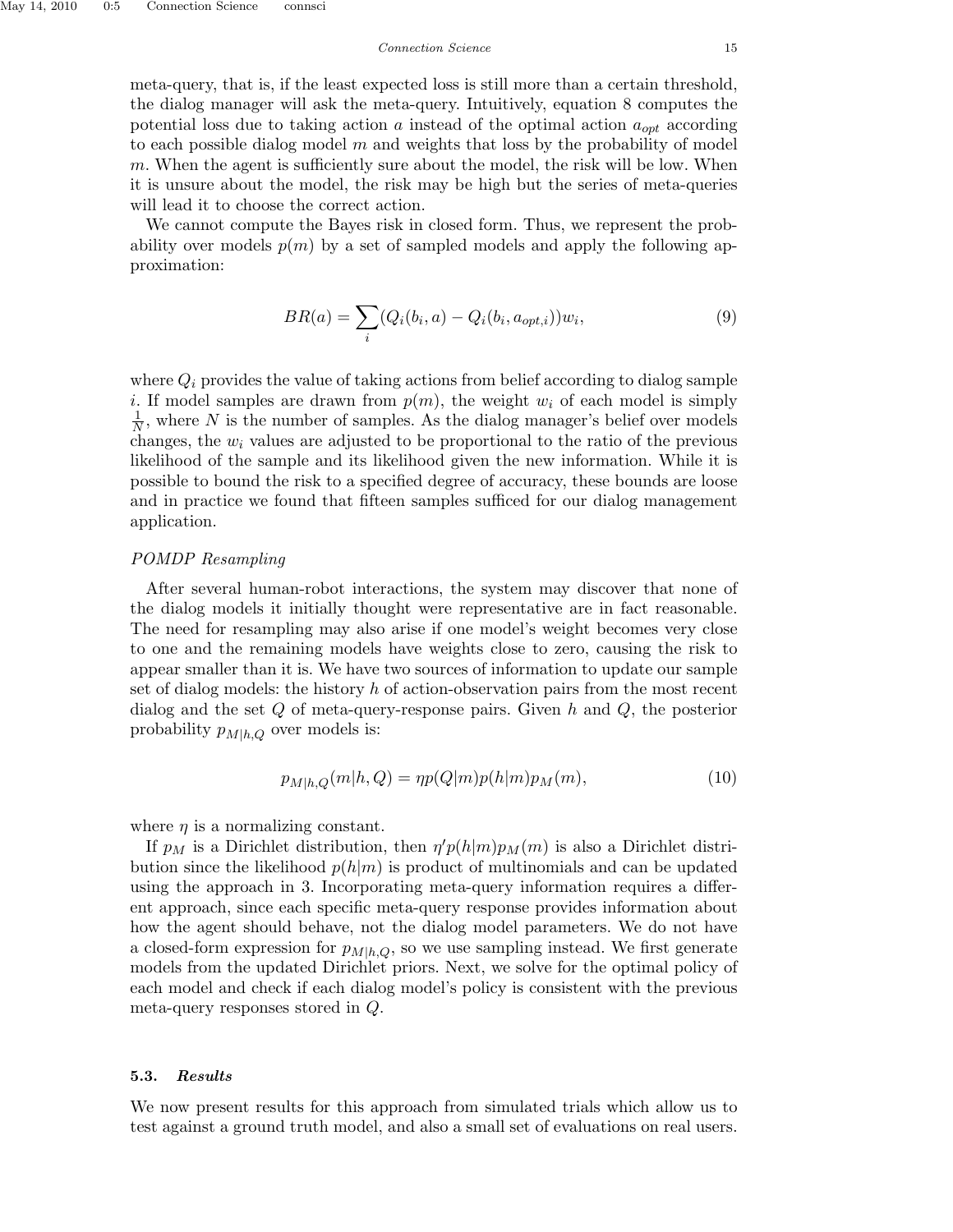meta-query, that is, if the least expected loss is still more than a certain threshold, the dialog manager will ask the meta-query. Intuitively, equation 8 computes the potential loss due to taking action $a$ instead of the optimal action $a_{opt}$ according to each possible dialog model $m$ and weights that loss by the probability of model $m$. When the agent is sufficiently sure about the model, the risk will be low. When it is unsure about the model, the risk may be high but the series of meta-queries will lead it to choose the correct action.

We cannot compute the Bayes risk in closed form. Thus, we represent the probability over models $p(m)$ by a set of sampled models and apply the following approximation:

$$BR(a) = \sum_i (Q_i(b_i, a) - Q_i(b_i, a_{opt,i}))w_i, \tag{9}$$

where $Q_i$ provides the value of taking actions from belief according to dialog sample $i$. If model samples are drawn from $p(m)$, the weight $w_i$ of each model is simply $\frac{1}{N}$, where $N$ is the number of samples. As the dialog manager's belief over models changes, the $w_i$ values are adjusted to be proportional to the ratio of the previous likelihood of the sample and its likelihood given the new information. While it is possible to bound the risk to a specified degree of accuracy, these bounds are loose and in practice we found that fifteen samples sufficed for our dialog management application.

*POMDP Resampling*

After several human-robot interactions, the system may discover that none of the dialog models it initially thought were representative are in fact reasonable. The need for resampling may also arise if one model's weight becomes very close to one and the remaining models have weights close to zero, causing the risk to appear smaller than it is. We have two sources of information to update our sample set of dialog models: the history $h$ of action-observation pairs from the most recent dialog and the set $Q$ of meta-query-response pairs. Given $h$ and $Q$, the posterior probability $p_{M|h,Q}$ over models is:

$$p_{M|h,Q}(m|h, Q) = \eta p(Q|m)p(h|m)p_M(m), \tag{10}$$

where $\eta$ is a normalizing constant.

If $p_M$ is a Dirichlet distribution, then $\eta' p(h|m)p_M(m)$ is also a Dirichlet distribution since the likelihood $p(h|m)$ is product of multinomials and can be updated using the approach in 3. Incorporating meta-query information requires a different approach, since each specific meta-query response provides information about how the agent should behave, not the dialog model parameters. We do not have a closed-form expression for $p_{M|h,Q}$, so we use sampling instead. We first generate models from the updated Dirichlet priors. Next, we solve for the optimal policy of each model and check if each dialog model's policy is consistent with the previous meta-query responses stored in $Q$.

### 5.3. *Results*

We now present results for this approach from simulated trials which allow us to test against a ground truth model, and also a small set of evaluations on real users.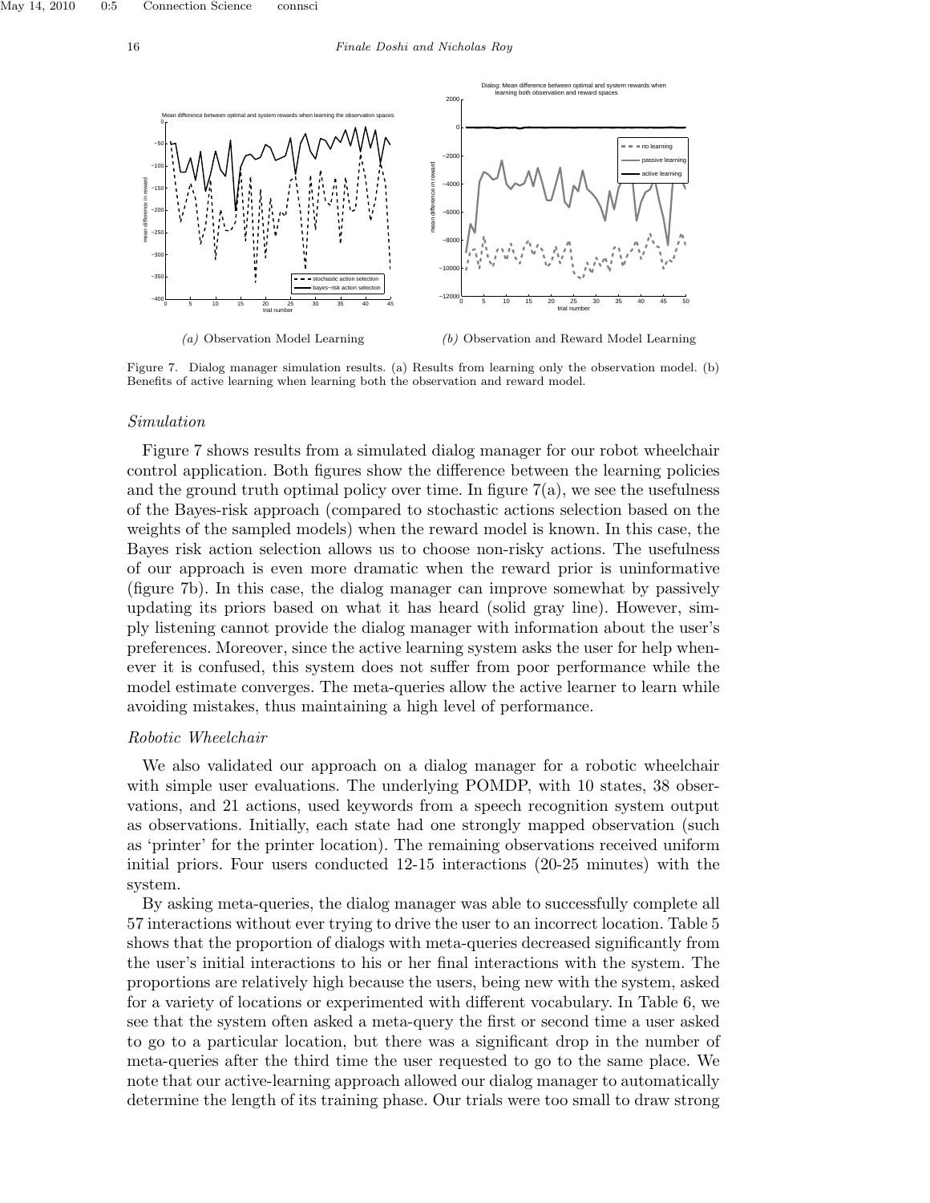*(a)* Observation Model Learning

*(b)* Observation and Reward Model Learning

Figure 7. Dialog manager simulation results. (a) Results from learning only the observation model. (b) Benefits of active learning when learning both the observation and reward model.

### *Simulation*

Figure 7 shows results from a simulated dialog manager for our robot wheelchair control application. Both figures show the difference between the learning policies and the ground truth optimal policy over time. In figure 7(a), we see the usefulness of the Bayes-risk approach (compared to stochastic actions selection based on the weights of the sampled models) when the reward model is known. In this case, the Bayes risk action selection allows us to choose non-risky actions. The usefulness of our approach is even more dramatic when the reward prior is uninformative (figure 7b). In this case, the dialog manager can improve somewhat by passively updating its priors based on what it has heard (solid gray line). However, simply listening cannot provide the dialog manager with information about the user's preferences. Moreover, since the active learning system asks the user for help whenever it is confused, this system does not suffer from poor performance while the model estimate converges. The meta-queries allow the active learner to learn while avoiding mistakes, thus maintaining a high level of performance.

### *Robotic Wheelchair*

We also validated our approach on a dialog manager for a robotic wheelchair with simple user evaluations. The underlying POMDP, with 10 states, 38 observations, and 21 actions, used keywords from a speech recognition system output as observations. Initially, each state had one strongly mapped observation (such as 'printer' for the printer location). The remaining observations received uniform initial priors. Four users conducted 12-15 interactions (20-25 minutes) with the system.

By asking meta-queries, the dialog manager was able to successfully complete all 57 interactions without ever trying to drive the user to an incorrect location. Table 5 shows that the proportion of dialogs with meta-queries decreased significantly from the user's initial interactions to his or her final interactions with the system. The proportions are relatively high because the users, being new with the system, asked for a variety of locations or experimented with different vocabulary. In Table 6, we see that the system often asked a meta-query the first or second time a user asked to go to a particular location, but there was a significant drop in the number of meta-queries after the third time the user requested to go to the same place. We note that our active-learning approach allowed our dialog manager to automatically determine the length of its training phase. Our trials were too small to draw strong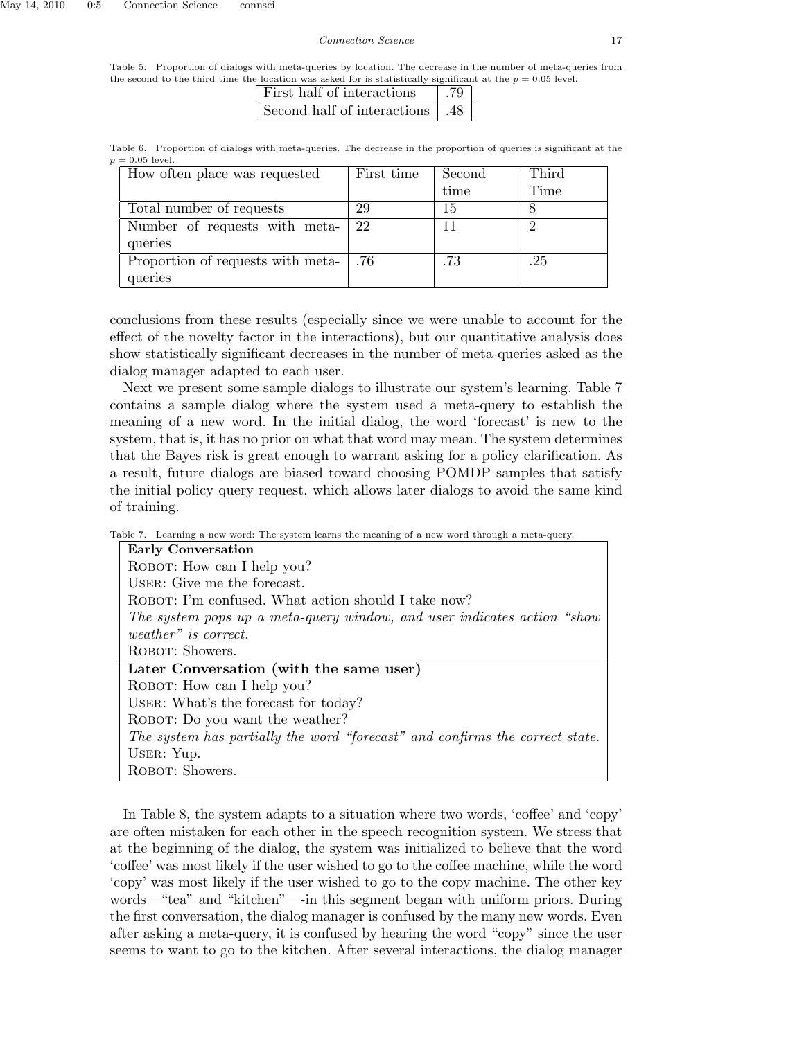Table 5. Proportion of dialogs with meta-queries by location. The decrease in the number of meta-queries from the second to the third time the location was asked for is statistically significant at the $p = 0.05$ level.

| | |
|---|---|
| First half of interactions | .79 |
| Second half of interactions | .48 |

Table 6. Proportion of dialogs with meta-queries. The decrease in the proportion of queries is significant at the $p = 0.05$ level.

| How often place was requested | First time | Second time | Third Time |
|---|---|---|---|
| Total number of requests | 29 | 15 | 8 |
| Number of requests with meta-queries | 22 | 11 | 2 |
| Proportion of requests with meta-queries | .76 | .73 | .25 |

conclusions from these results (especially since we were unable to account for the effect of the novelty factor in the interactions), but our quantitative analysis does show statistically significant decreases in the number of meta-queries asked as the dialog manager adapted to each user.

Next we present some sample dialogs to illustrate our system's learning. Table 7 contains a sample dialog where the system used a meta-query to establish the meaning of a new word. In the initial dialog, the word 'forecast' is new to the system, that is, it has no prior on what that word may mean. The system determines that the Bayes risk is great enough to warrant asking for a policy clarification. As a result, future dialogs are biased toward choosing POMDP samples that satisfy the initial policy query request, which allows later dialogs to avoid the same kind of training.

Table 7. Learning a new word: The system learns the meaning of a new word through a meta-query.

| **Early Conversation** |
|---|
| Robot: How can I help you? |
| User: Give me the forecast. |
| Robot: I'm confused. What action should I take now? |
| *The system pops up a meta-query window, and user indicates action "show weather" is correct.* |
| Robot: Showers. |
| **Later Conversation (with the same user)** |
| Robot: How can I help you? |
| User: What's the forecast for today? |
| Robot: Do you want the weather? |
| *The system has partially the word "forecast" and confirms the correct state.* |
| User: Yup. |
| Robot: Showers. |

In Table 8, the system adapts to a situation where two words, 'coffee' and 'copy' are often mistaken for each other in the speech recognition system. We stress that at the beginning of the dialog, the system was initialized to believe that the word 'coffee' was most likely if the user wished to go to the coffee machine, while the word 'copy' was most likely if the user wished to go to the copy machine. The other key words—"tea" and "kitchen"—-in this segment began with uniform priors. During the first conversation, the dialog manager is confused by the many new words. Even after asking a meta-query, it is confused by hearing the word "copy" since the user seems to want to go to the kitchen. After several interactions, the dialog manager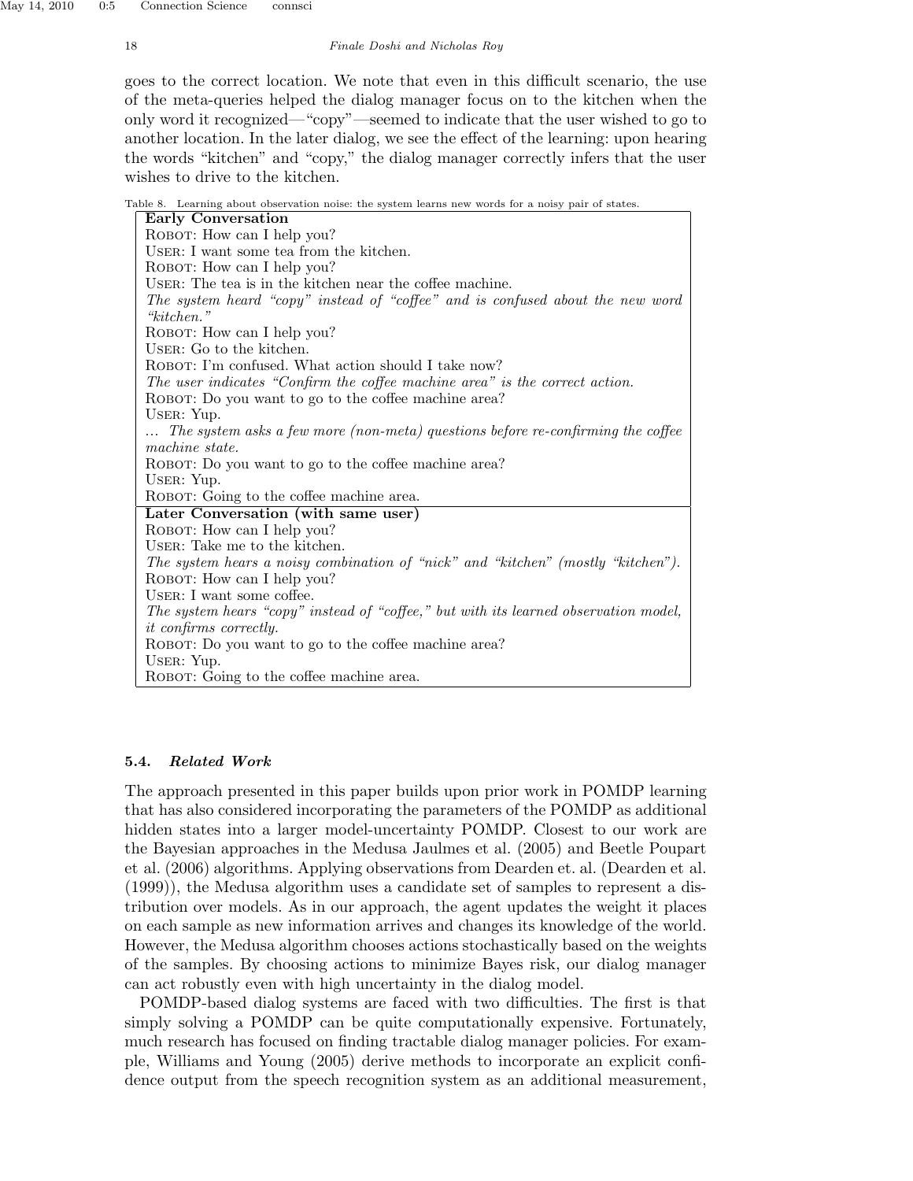goes to the correct location. We note that even in this difficult scenario, the use of the meta-queries helped the dialog manager focus on to the kitchen when the only word it recognized—"copy"—seemed to indicate that the user wished to go to another location. In the later dialog, we see the effect of the learning: upon hearing the words "kitchen" and "copy," the dialog manager correctly infers that the user wishes to drive to the kitchen.

Table 8. Learning about observation noise: the system learns new words for a noisy pair of states.

| **Early Conversation** |
|---|
| Robot: How can I help you? |
| User: I want some tea from the kitchen. |
| Robot: How can I help you? |
| User: The tea is in the kitchen near the coffee machine. |
| *The system heard "copy" instead of "coffee" and is confused about the new word "kitchen."* |
| Robot: How can I help you? |
| User: Go to the kitchen. |
| Robot: I'm confused. What action should I take now? |
| *The user indicates "Confirm the coffee machine area" is the correct action.* |
| Robot: Do you want to go to the coffee machine area? |
| User: Yup. |
| ... *The system asks a few more (non-meta) questions before re-confirming the coffee machine state.* |
| Robot: Do you want to go to the coffee machine area? |
| User: Yup. |
| Robot: Going to the coffee machine area. |
| **Later Conversation (with same user)** |
| Robot: How can I help you? |
| User: Take me to the kitchen. |
| *The system hears a noisy combination of "nick" and "kitchen" (mostly "kitchen").* |
| Robot: How can I help you? |
| User: I want some coffee. |
| *The system hears "copy" instead of "coffee," but with its learned observation model, it confirms correctly.* |
| Robot: Do you want to go to the coffee machine area? |
| User: Yup. |
| Robot: Going to the coffee machine area. |

### 5.4. *Related Work*

The approach presented in this paper builds upon prior work in POMDP learning that has also considered incorporating the parameters of the POMDP as additional hidden states into a larger model-uncertainty POMDP. Closest to our work are the Bayesian approaches in the Medusa Jaulmes et al. (2005) and Beetle Poupart et al. (2006) algorithms. Applying observations from Dearden et. al. (Dearden et al. (1999)), the Medusa algorithm uses a candidate set of samples to represent a distribution over models. As in our approach, the agent updates the weight it places on each sample as new information arrives and changes its knowledge of the world. However, the Medusa algorithm chooses actions stochastically based on the weights of the samples. By choosing actions to minimize Bayes risk, our dialog manager can act robustly even with high uncertainty in the dialog model.

POMDP-based dialog systems are faced with two difficulties. The first is that simply solving a POMDP can be quite computationally expensive. Fortunately, much research has focused on finding tractable dialog manager policies. For example, Williams and Young (2005) derive methods to incorporate an explicit confidence output from the speech recognition system as an additional measurement,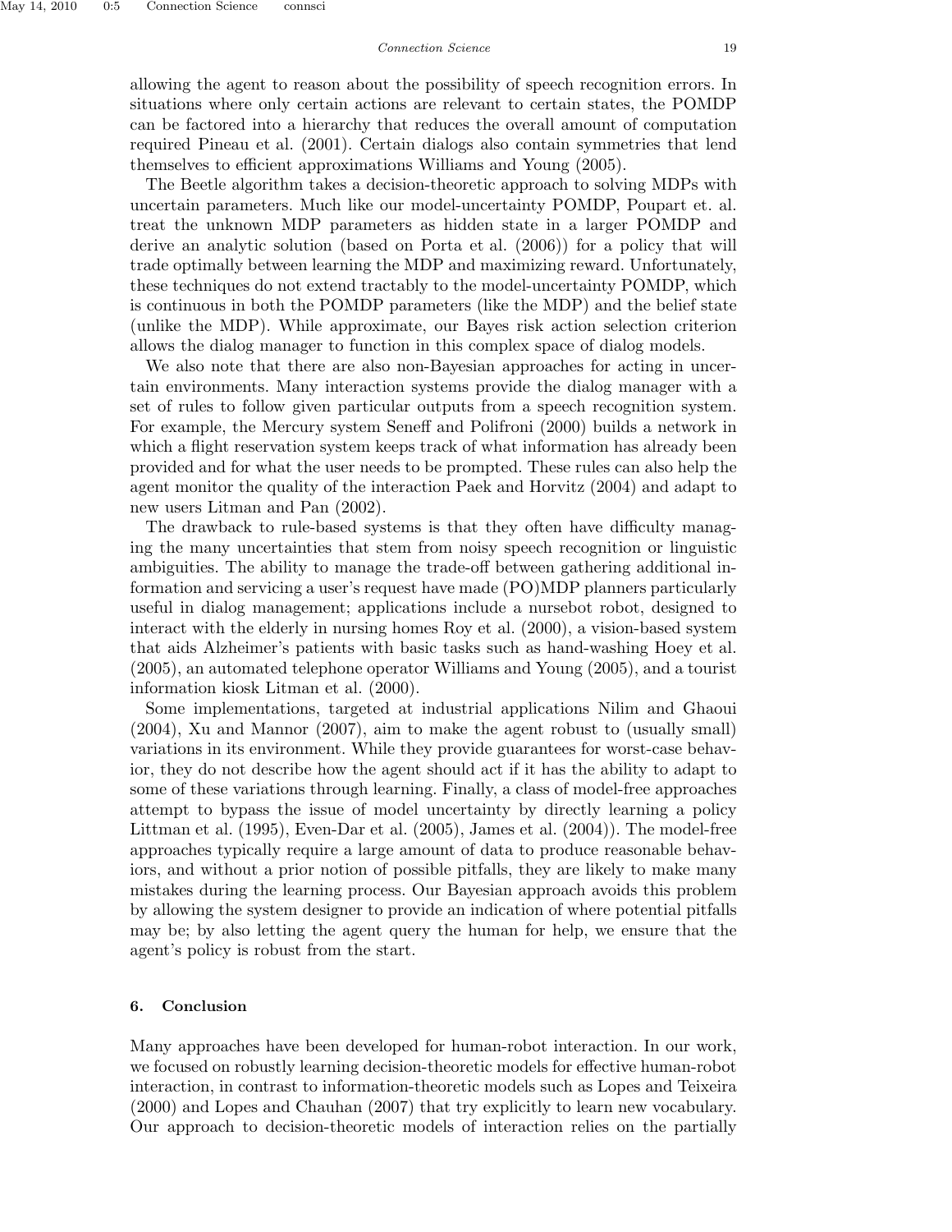allowing the agent to reason about the possibility of speech recognition errors. In situations where only certain actions are relevant to certain states, the POMDP can be factored into a hierarchy that reduces the overall amount of computation required Pineau et al. (2001). Certain dialogs also contain symmetries that lend themselves to efficient approximations Williams and Young (2005).

The Beetle algorithm takes a decision-theoretic approach to solving MDPs with uncertain parameters. Much like our model-uncertainty POMDP, Poupart et. al. treat the unknown MDP parameters as hidden state in a larger POMDP and derive an analytic solution (based on Porta et al. (2006)) for a policy that will trade optimally between learning the MDP and maximizing reward. Unfortunately, these techniques do not extend tractably to the model-uncertainty POMDP, which is continuous in both the POMDP parameters (like the MDP) and the belief state (unlike the MDP). While approximate, our Bayes risk action selection criterion allows the dialog manager to function in this complex space of dialog models.

We also note that there are also non-Bayesian approaches for acting in uncertain environments. Many interaction systems provide the dialog manager with a set of rules to follow given particular outputs from a speech recognition system. For example, the Mercury system Seneff and Polifroni (2000) builds a network in which a flight reservation system keeps track of what information has already been provided and for what the user needs to be prompted. These rules can also help the agent monitor the quality of the interaction Paek and Horvitz (2004) and adapt to new users Litman and Pan (2002).

The drawback to rule-based systems is that they often have difficulty managing the many uncertainties that stem from noisy speech recognition or linguistic ambiguities. The ability to manage the trade-off between gathering additional information and servicing a user's request have made (PO)MDP planners particularly useful in dialog management; applications include a nursebot robot, designed to interact with the elderly in nursing homes Roy et al. (2000), a vision-based system that aids Alzheimer's patients with basic tasks such as hand-washing Hoey et al. (2005), an automated telephone operator Williams and Young (2005), and a tourist information kiosk Litman et al. (2000).

Some implementations, targeted at industrial applications Nilim and Ghaoui (2004), Xu and Mannor (2007), aim to make the agent robust to (usually small) variations in its environment. While they provide guarantees for worst-case behavior, they do not describe how the agent should act if it has the ability to adapt to some of these variations through learning. Finally, a class of model-free approaches attempt to bypass the issue of model uncertainty by directly learning a policy Littman et al. (1995), Even-Dar et al. (2005), James et al. (2004)). The model-free approaches typically require a large amount of data to produce reasonable behaviors, and without a prior notion of possible pitfalls, they are likely to make many mistakes during the learning process. Our Bayesian approach avoids this problem by allowing the system designer to provide an indication of where potential pitfalls may be; by also letting the agent query the human for help, we ensure that the agent's policy is robust from the start.

## 6. Conclusion

Many approaches have been developed for human-robot interaction. In our work, we focused on robustly learning decision-theoretic models for effective human-robot interaction, in contrast to information-theoretic models such as Lopes and Teixeira (2000) and Lopes and Chauhan (2007) that try explicitly to learn new vocabulary. Our approach to decision-theoretic models of interaction relies on the partially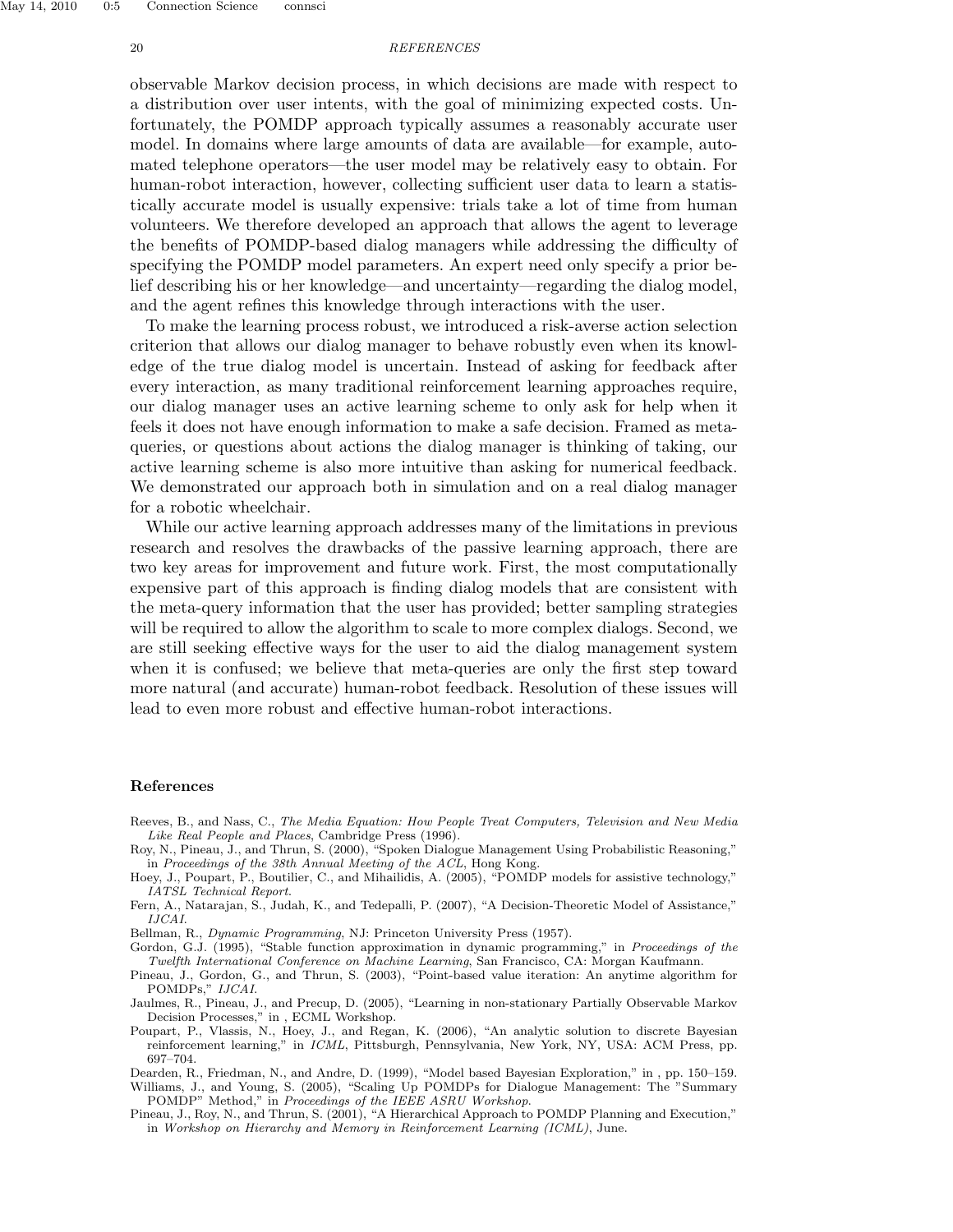observable Markov decision process, in which decisions are made with respect to a distribution over user intents, with the goal of minimizing expected costs. Unfortunately, the POMDP approach typically assumes a reasonably accurate user model. In domains where large amounts of data are available—for example, automated telephone operators—the user model may be relatively easy to obtain. For human-robot interaction, however, collecting sufficient user data to learn a statistically accurate model is usually expensive: trials take a lot of time from human volunteers. We therefore developed an approach that allows the agent to leverage the benefits of POMDP-based dialog managers while addressing the difficulty of specifying the POMDP model parameters. An expert need only specify a prior belief describing his or her knowledge—and uncertainty—regarding the dialog model, and the agent refines this knowledge through interactions with the user.

To make the learning process robust, we introduced a risk-averse action selection criterion that allows our dialog manager to behave robustly even when its knowledge of the true dialog model is uncertain. Instead of asking for feedback after every interaction, as many traditional reinforcement learning approaches require, our dialog manager uses an active learning scheme to only ask for help when it feels it does not have enough information to make a safe decision. Framed as meta-queries, or questions about actions the dialog manager is thinking of taking, our active learning scheme is also more intuitive than asking for numerical feedback. We demonstrated our approach both in simulation and on a real dialog manager for a robotic wheelchair.

While our active learning approach addresses many of the limitations in previous research and resolves the drawbacks of the passive learning approach, there are two key areas for improvement and future work. First, the most computationally expensive part of this approach is finding dialog models that are consistent with the meta-query information that the user has provided; better sampling strategies will be required to allow the algorithm to scale to more complex dialogs. Second, we are still seeking effective ways for the user to aid the dialog management system when it is confused; we believe that meta-queries are only the first step toward more natural (and accurate) human-robot feedback. Resolution of these issues will lead to even more robust and effective human-robot interactions.

## References

Reeves, B., and Nass, C., *The Media Equation: How People Treat Computers, Television and New Media Like Real People and Places*, Cambridge Press (1996).

Roy, N., Pineau, J., and Thrun, S. (2000), "Spoken Dialogue Management Using Probabilistic Reasoning," in *Proceedings of the 38th Annual Meeting of the ACL*, Hong Kong.

Hoey, J., Poupart, P., Boutilier, C., and Mihailidis, A. (2005), "POMDP models for assistive technology," *IATSL Technical Report*.

Fern, A., Natarajan, S., Judah, K., and Tedepalli, P. (2007), "A Decision-Theoretic Model of Assistance," *IJCAI*.

Bellman, R., *Dynamic Programming*, NJ: Princeton University Press (1957).

Gordon, G.J. (1995), "Stable function approximation in dynamic programming," in *Proceedings of the Twelfth International Conference on Machine Learning*, San Francisco, CA: Morgan Kaufmann.

Pineau, J., Gordon, G., and Thrun, S. (2003), "Point-based value iteration: An anytime algorithm for POMDPs," *IJCAI*.

Jaulmes, R., Pineau, J., and Precup, D. (2005), "Learning in non-stationary Partially Observable Markov Decision Processes," in , ECML Workshop.

Poupart, P., Vlassis, N., Hoey, J., and Regan, K. (2006), "An analytic solution to discrete Bayesian reinforcement learning," in *ICML*, Pittsburgh, Pennsylvania, New York, NY, USA: ACM Press, pp. 697–704.

Dearden, R., Friedman, N., and Andre, D. (1999), "Model based Bayesian Exploration," in , pp. 150–159.

Williams, J., and Young, S. (2005), "Scaling Up POMDPs for Dialogue Management: The "Summary POMDP" Method," in *Proceedings of the IEEE ASRU Workshop*.

Pineau, J., Roy, N., and Thrun, S. (2001), "A Hierarchical Approach to POMDP Planning and Execution," in *Workshop on Hierarchy and Memory in Reinforcement Learning (ICML)*, June.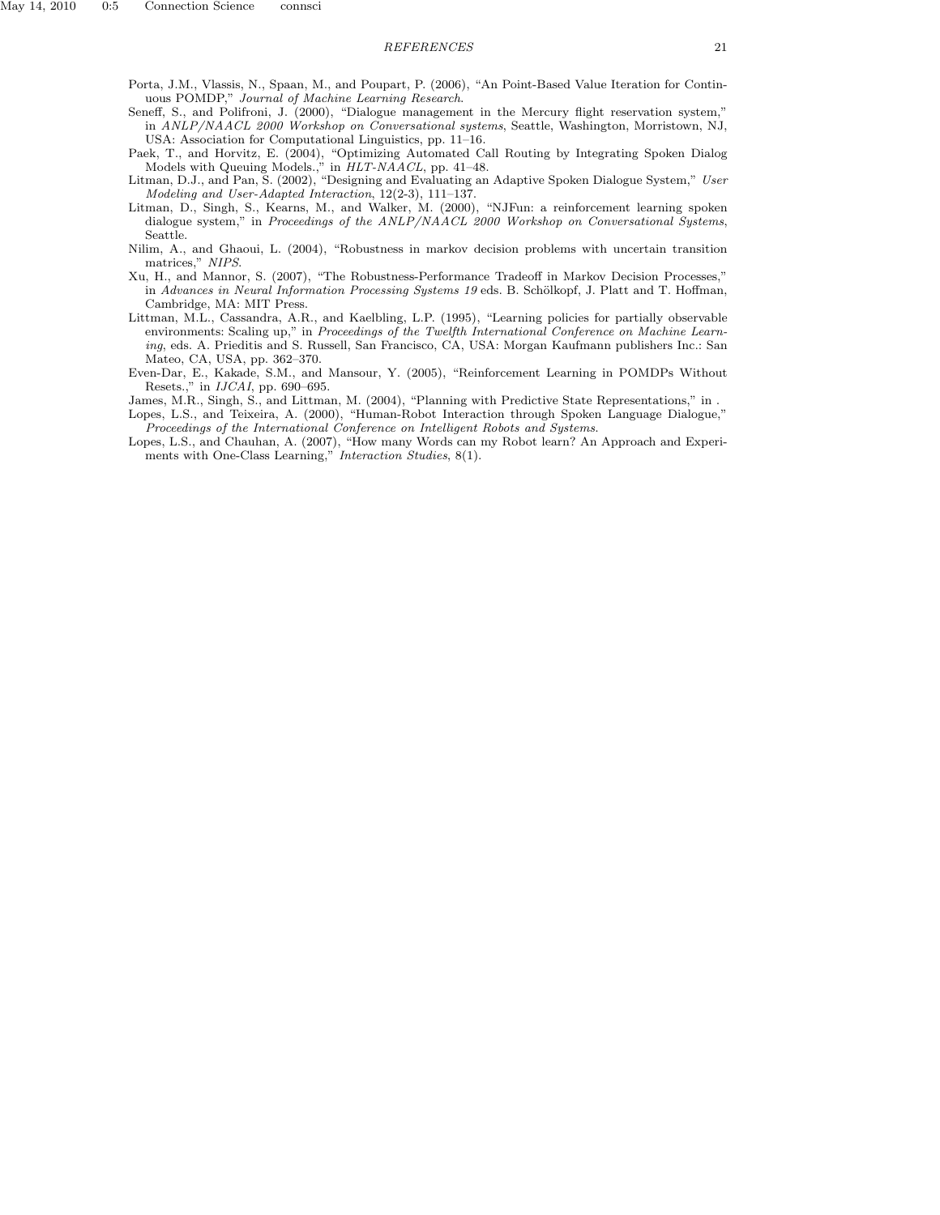Porta, J.M., Vlassis, N., Spaan, M., and Poupart, P. (2006), "An Point-Based Value Iteration for Continuous POMDP," *Journal of Machine Learning Research*.

Seneff, S., and Polifroni, J. (2000), "Dialogue management in the Mercury flight reservation system," in *ANLP/NAACL 2000 Workshop on Conversational systems*, Seattle, Washington, Morristown, NJ, USA: Association for Computational Linguistics, pp. 11–16.

Paek, T., and Horvitz, E. (2004), "Optimizing Automated Call Routing by Integrating Spoken Dialog Models with Queuing Models.," in *HLT-NAACL*, pp. 41–48.

Litman, D.J., and Pan, S. (2002), "Designing and Evaluating an Adaptive Spoken Dialogue System," *User Modeling and User-Adapted Interaction*, 12(2-3), 111–137.

Litman, D., Singh, S., Kearns, M., and Walker, M. (2000), "NJFun: a reinforcement learning spoken dialogue system," in *Proceedings of the ANLP/NAACL 2000 Workshop on Conversational Systems*, Seattle.

Nilim, A., and Ghaoui, L. (2004), "Robustness in markov decision problems with uncertain transition matrices," *NIPS*.

Xu, H., and Mannor, S. (2007), "The Robustness-Performance Tradeoff in Markov Decision Processes," in *Advances in Neural Information Processing Systems 19* eds. B. Schölkopf, J. Platt and T. Hoffman, Cambridge, MA: MIT Press.

Littman, M.L., Cassandra, A.R., and Kaelbling, L.P. (1995), "Learning policies for partially observable environments: Scaling up," in *Proceedings of the Twelfth International Conference on Machine Learning*, eds. A. Prieditis and S. Russell, San Francisco, CA, USA: Morgan Kaufmann publishers Inc.: San Mateo, CA, USA, pp. 362–370.

Even-Dar, E., Kakade, S.M., and Mansour, Y. (2005), "Reinforcement Learning in POMDPs Without Resets.," in *IJCAI*, pp. 690–695.

James, M.R., Singh, S., and Littman, M. (2004), "Planning with Predictive State Representations," in .

Lopes, L.S., and Teixeira, A. (2000), "Human-Robot Interaction through Spoken Language Dialogue," *Proceedings of the International Conference on Intelligent Robots and Systems*.

Lopes, L.S., and Chauhan, A. (2007), "How many Words can my Robot learn? An Approach and Experiments with One-Class Learning," *Interaction Studies*, 8(1).